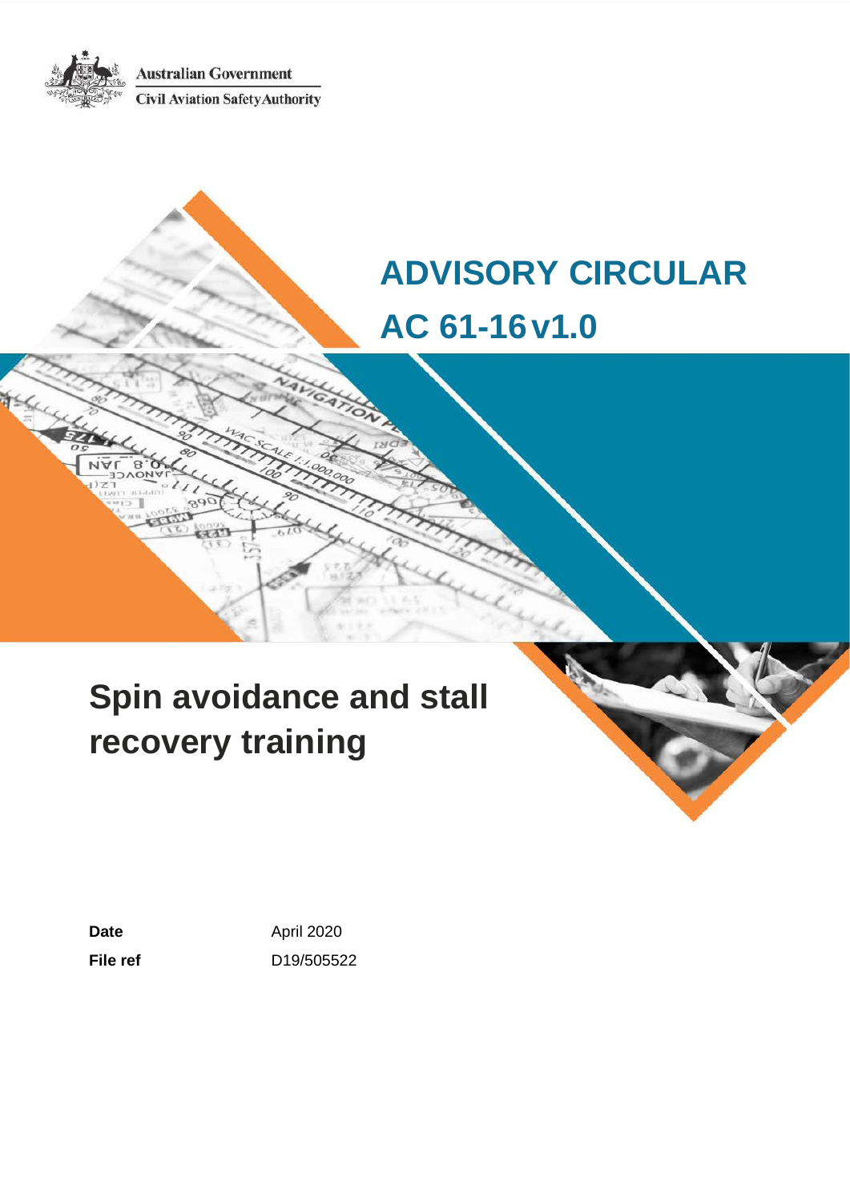Australian Government

Civil Aviation Safety Authority

# ADVISORY CIRCULAR

# AC 61-16 v1.0

# Spin avoidance and stall recovery training

**Date** April 2020

**File ref** D19/505522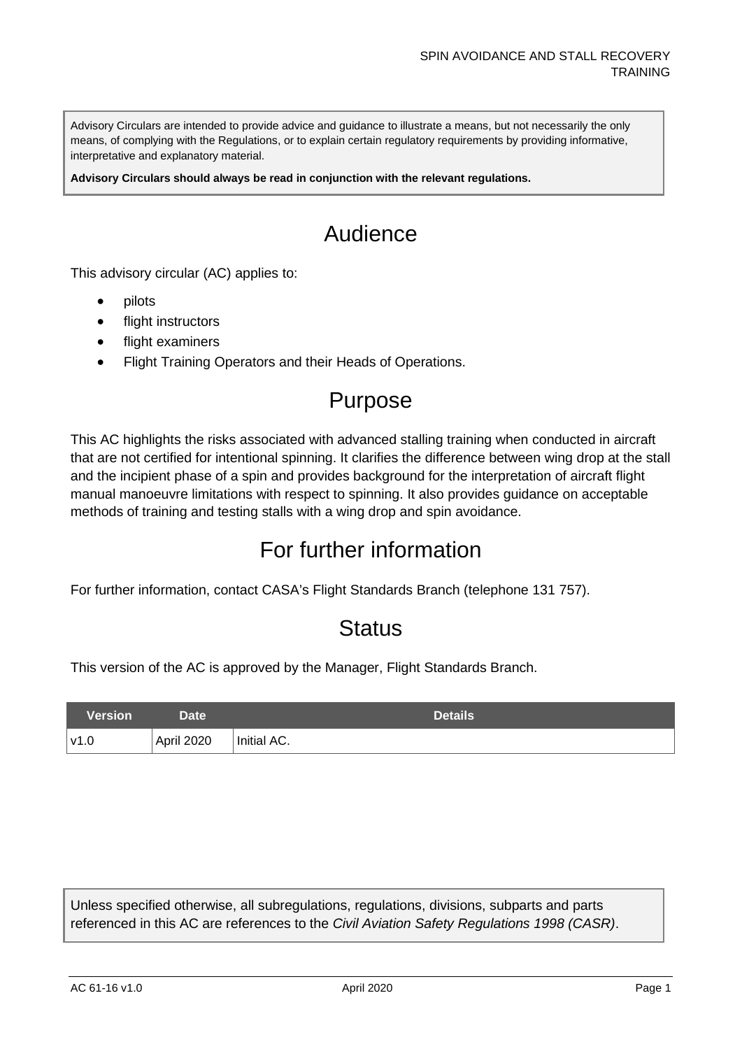Advisory Circulars are intended to provide advice and guidance to illustrate a means, but not necessarily the only means, of complying with the Regulations, or to explain certain regulatory requirements by providing informative, interpretative and explanatory material.

**Advisory Circulars should always be read in conjunction with the relevant regulations.**

# Audience

This advisory circular (AC) applies to:

- pilots
- flight instructors
- flight examiners
- Flight Training Operators and their Heads of Operations.

# Purpose

This AC highlights the risks associated with advanced stalling training when conducted in aircraft that are not certified for intentional spinning. It clarifies the difference between wing drop at the stall and the incipient phase of a spin and provides background for the interpretation of aircraft flight manual manoeuvre limitations with respect to spinning. It also provides guidance on acceptable methods of training and testing stalls with a wing drop and spin avoidance.

# For further information

For further information, contact CASA's Flight Standards Branch (telephone 131 757).

# Status

This version of the AC is approved by the Manager, Flight Standards Branch.

| Version | Date | Details |
| --- | --- | --- |
| v1.0 | April 2020 | Initial AC. |

Unless specified otherwise, all subregulations, regulations, divisions, subparts and parts referenced in this AC are references to the *Civil Aviation Safety Regulations 1998 (CASR)*.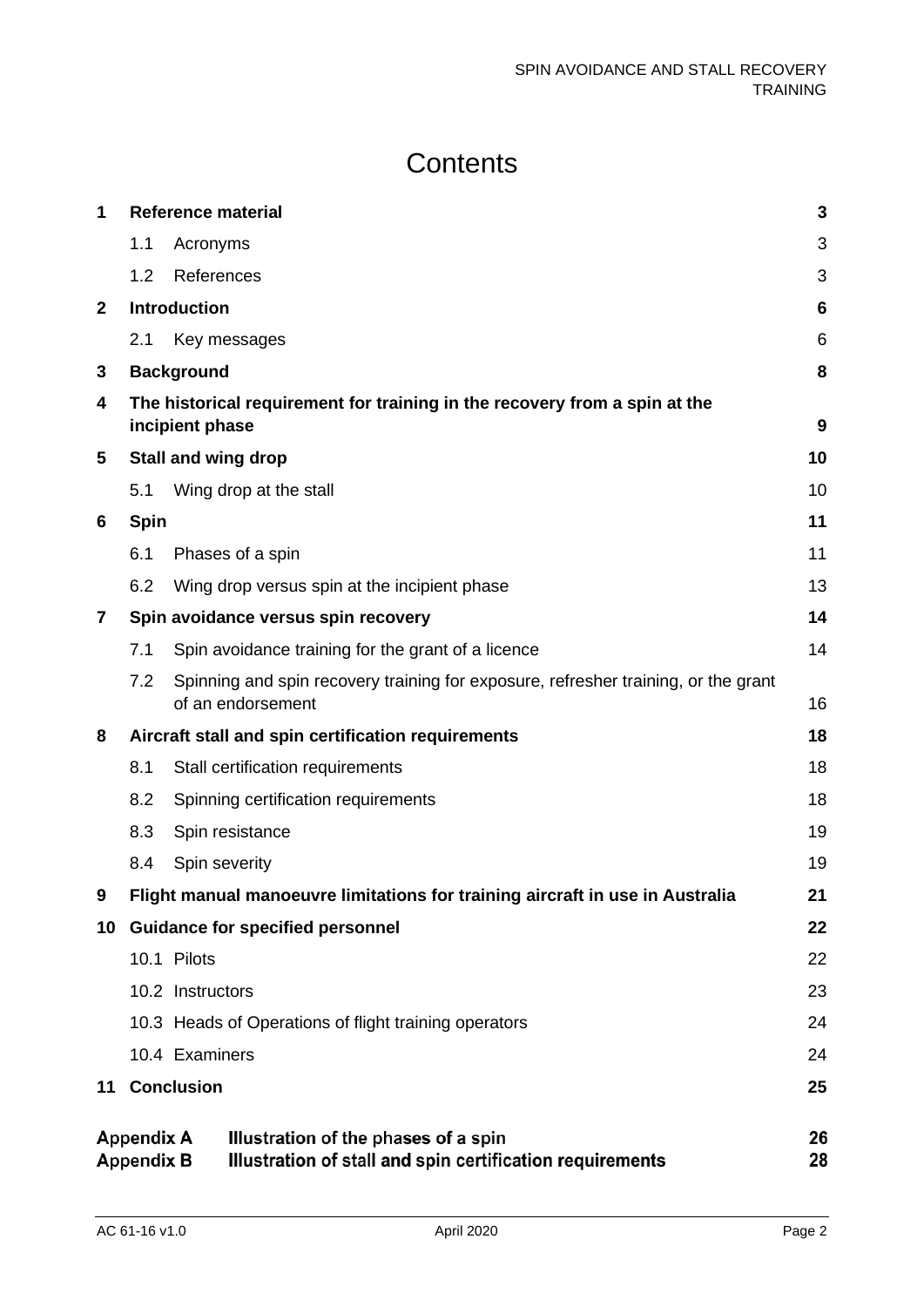# Contents

| | | | |
|---|---|---|---|
| **1** | **Reference material** | | **3** |
| | 1.1 | Acronyms | 3 |
| | 1.2 | References | 3 |
| **2** | **Introduction** | | **6** |
| | 2.1 | Key messages | 6 |
| **3** | **Background** | | **8** |
| **4** | **The historical requirement for training in the recovery from a spin at the incipient phase** | | **9** |
| **5** | **Stall and wing drop** | | **10** |
| | 5.1 | Wing drop at the stall | 10 |
| **6** | **Spin** | | **11** |
| | 6.1 | Phases of a spin | 11 |
| | 6.2 | Wing drop versus spin at the incipient phase | 13 |
| **7** | **Spin avoidance versus spin recovery** | | **14** |
| | 7.1 | Spin avoidance training for the grant of a licence | 14 |
| | 7.2 | Spinning and spin recovery training for exposure, refresher training, or the grant of an endorsement | 16 |
| **8** | **Aircraft stall and spin certification requirements** | | **18** |
| | 8.1 | Stall certification requirements | 18 |
| | 8.2 | Spinning certification requirements | 18 |
| | 8.3 | Spin resistance | 19 |
| | 8.4 | Spin severity | 19 |
| **9** | **Flight manual manoeuvre limitations for training aircraft in use in Australia** | | **21** |
| **10** | **Guidance for specified personnel** | | **22** |
| | 10.1 | Pilots | 22 |
| | 10.2 | Instructors | 23 |
| | 10.3 | Heads of Operations of flight training operators | 24 |
| | 10.4 | Examiners | 24 |
| **11** | **Conclusion** | | **25** |
| **Appendix A** | **Illustration of the phases of a spin** | | **26** |
| **Appendix B** | **Illustration of stall and spin certification requirements** | | **28** |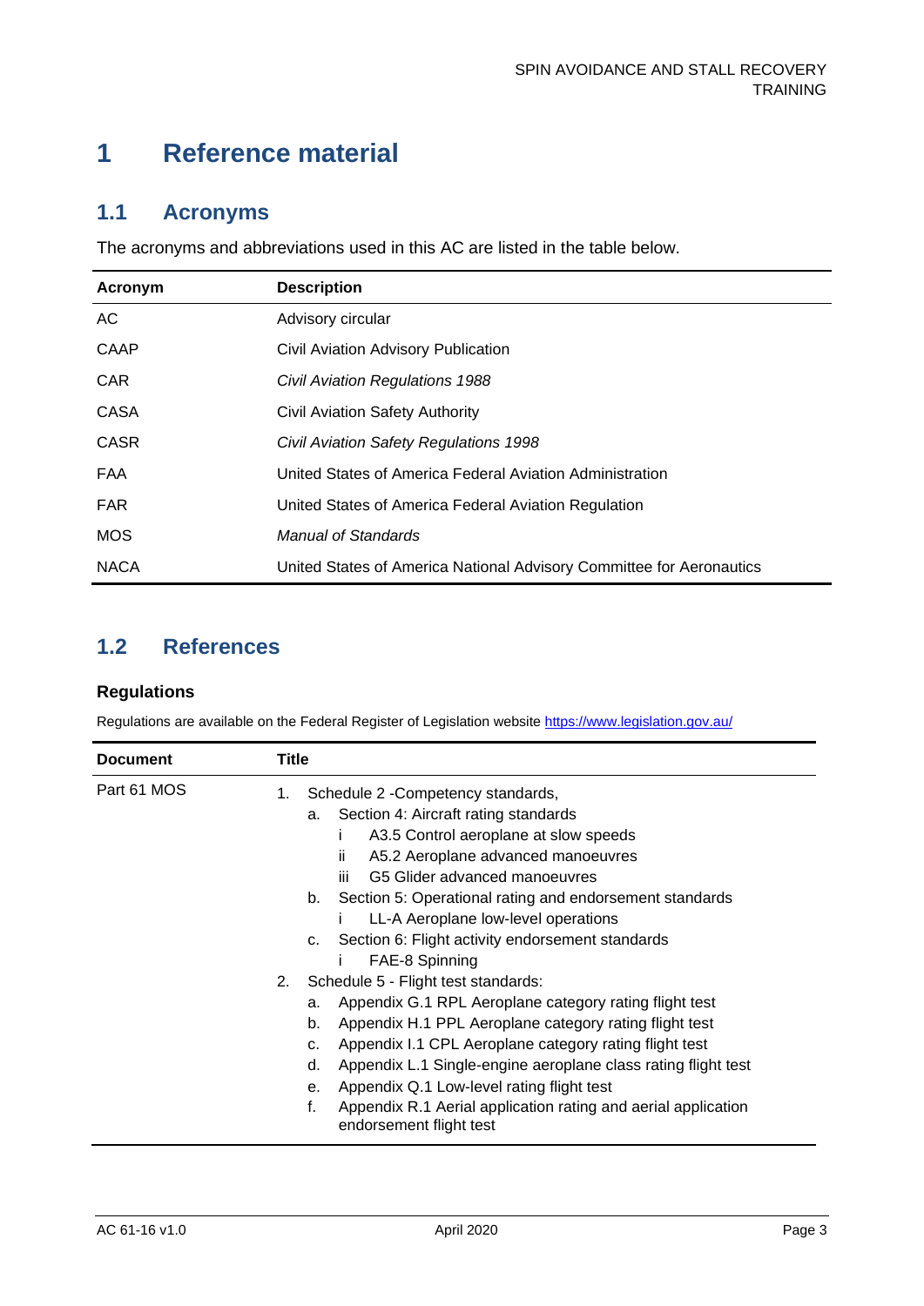# 1 Reference material

## 1.1 Acronyms

The acronyms and abbreviations used in this AC are listed in the table below.

| Acronym | Description |
| --- | --- |
| AC | Advisory circular |
| CAAP | Civil Aviation Advisory Publication |
| CAR | *Civil Aviation Regulations 1988* |
| CASA | Civil Aviation Safety Authority |
| CASR | *Civil Aviation Safety Regulations 1998* |
| FAA | United States of America Federal Aviation Administration |
| FAR | United States of America Federal Aviation Regulation |
| MOS | *Manual of Standards* |
| NACA | United States of America National Advisory Committee for Aeronautics |

## 1.2 References

### Regulations

Regulations are available on the Federal Register of Legislation website https://www.legislation.gov.au/

| Document | Title |
| --- | --- |
| Part 61 MOS | 1. Schedule 2 -Competency standards,<br>a. Section 4: Aircraft rating standards<br>i A3.5 Control aeroplane at slow speeds<br>ii A5.2 Aeroplane advanced manoeuvres<br>iii G5 Glider advanced manoeuvres<br>b. Section 5: Operational rating and endorsement standards<br>i LL-A Aeroplane low-level operations<br>c. Section 6: Flight activity endorsement standards<br>i FAE-8 Spinning<br>2. Schedule 5 - Flight test standards:<br>a. Appendix G.1 RPL Aeroplane category rating flight test<br>b. Appendix H.1 PPL Aeroplane category rating flight test<br>c. Appendix I.1 CPL Aeroplane category rating flight test<br>d. Appendix L.1 Single-engine aeroplane class rating flight test<br>e. Appendix Q.1 Low-level rating flight test<br>f. Appendix R.1 Aerial application rating and aerial application endorsement flight test |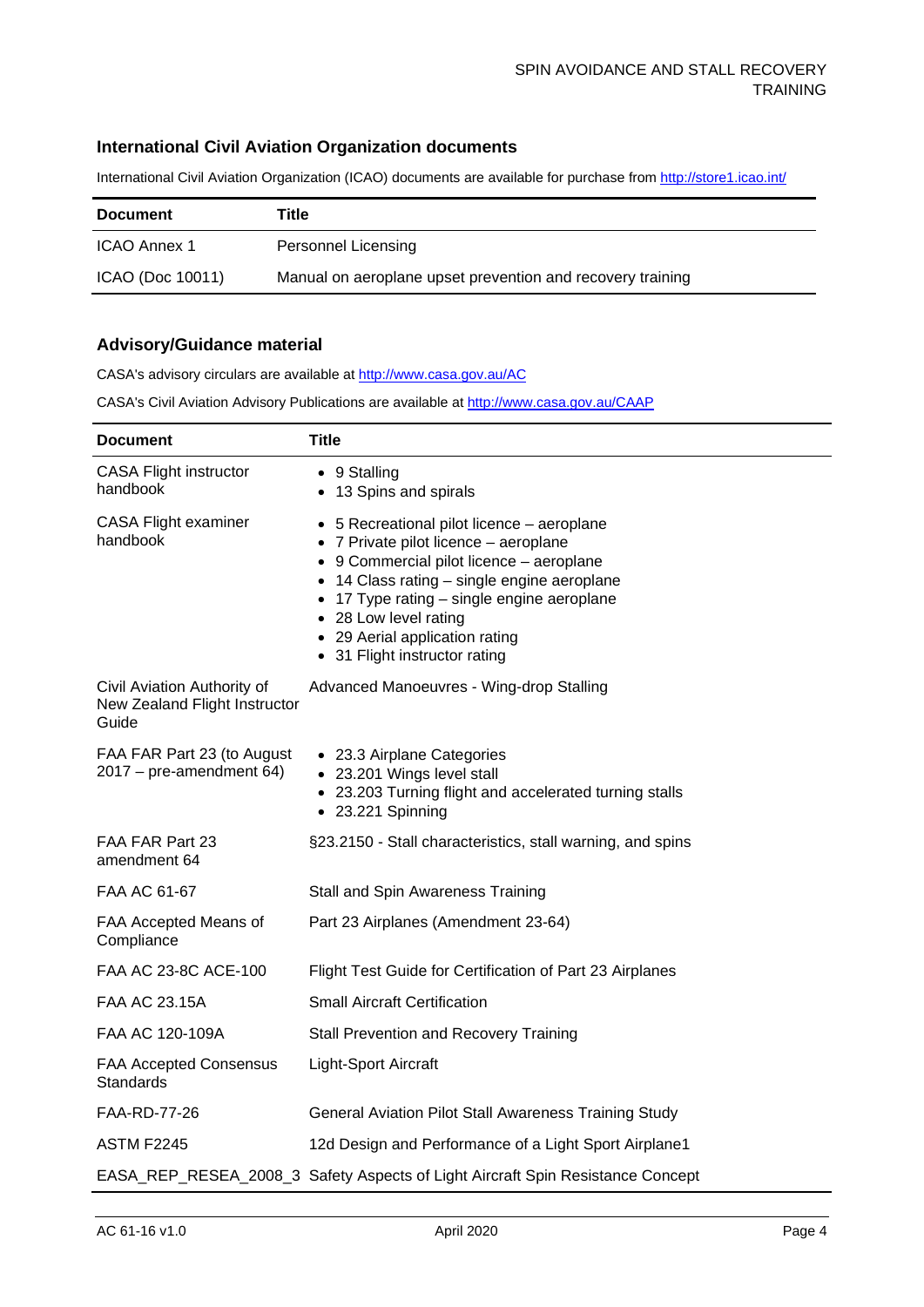## International Civil Aviation Organization documents

International Civil Aviation Organization (ICAO) documents are available for purchase from http://store1.icao.int/

| Document | Title |
| --- | --- |
| ICAO Annex 1 | Personnel Licensing |
| ICAO (Doc 10011) | Manual on aeroplane upset prevention and recovery training |

## Advisory/Guidance material

CASA's advisory circulars are available at http://www.casa.gov.au/AC

CASA's Civil Aviation Advisory Publications are available at http://www.casa.gov.au/CAAP

| Document | Title |
| --- | --- |
| CASA Flight instructor handbook | • 9 Stalling<br>• 13 Spins and spirals |
| CASA Flight examiner handbook | • 5 Recreational pilot licence – aeroplane<br>• 7 Private pilot licence – aeroplane<br>• 9 Commercial pilot licence – aeroplane<br>• 14 Class rating – single engine aeroplane<br>• 17 Type rating – single engine aeroplane<br>• 28 Low level rating<br>• 29 Aerial application rating<br>• 31 Flight instructor rating |
| Civil Aviation Authority of New Zealand Flight Instructor Guide | Advanced Manoeuvres - Wing-drop Stalling |
| FAA FAR Part 23 (to August 2017 – pre-amendment 64) | • 23.3 Airplane Categories<br>• 23.201 Wings level stall<br>• 23.203 Turning flight and accelerated turning stalls<br>• 23.221 Spinning |
| FAA FAR Part 23 amendment 64 | §23.2150 - Stall characteristics, stall warning, and spins |
| FAA AC 61-67 | Stall and Spin Awareness Training |
| FAA Accepted Means of Compliance | Part 23 Airplanes (Amendment 23-64) |
| FAA AC 23-8C ACE-100 | Flight Test Guide for Certification of Part 23 Airplanes |
| FAA AC 23.15A | Small Aircraft Certification |
| FAA AC 120-109A | Stall Prevention and Recovery Training |
| FAA Accepted Consensus Standards | Light-Sport Aircraft |
| FAA-RD-77-26 | General Aviation Pilot Stall Awareness Training Study |
| ASTM F2245 | 12d Design and Performance of a Light Sport Airplane1 |
| EASA_REP_RESEA_2008_3 | Safety Aspects of Light Aircraft Spin Resistance Concept |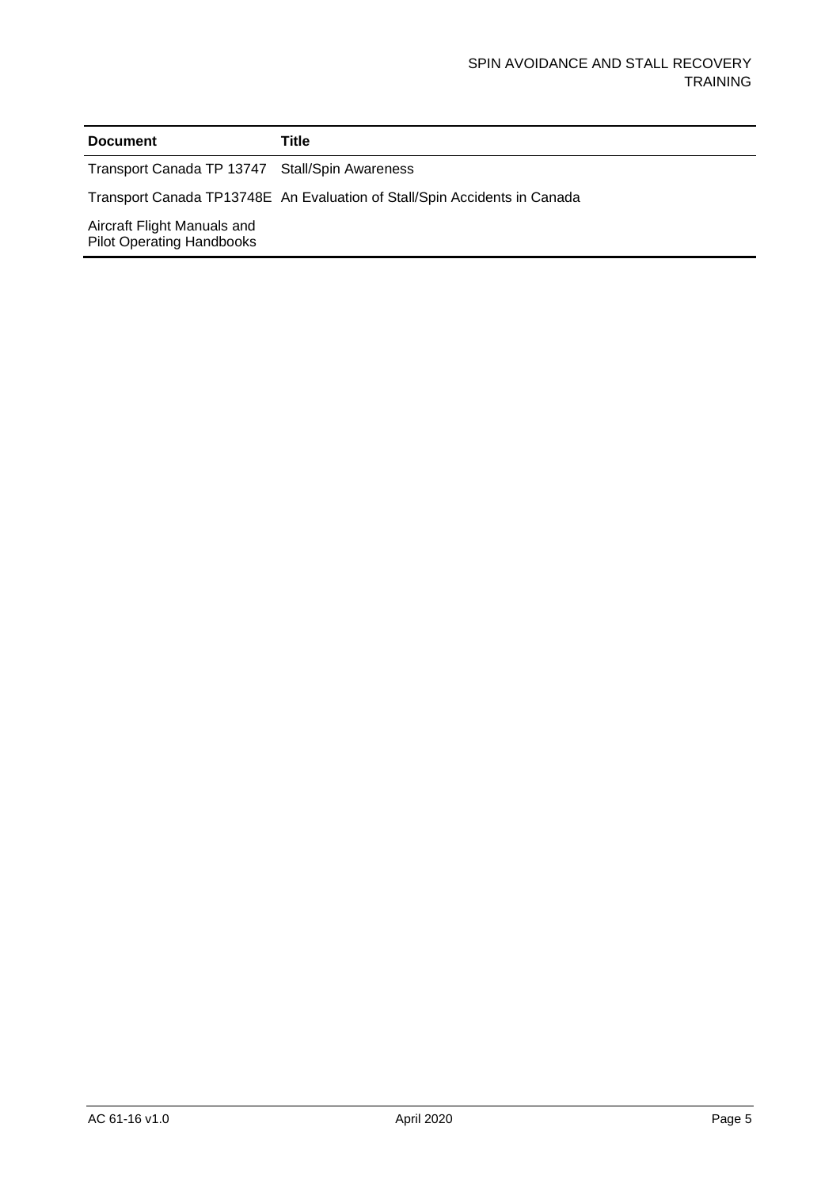| Document | Title |
| --- | --- |
| Transport Canada TP 13747 | Stall/Spin Awareness |
| Transport Canada TP13748E | An Evaluation of Stall/Spin Accidents in Canada |
| Aircraft Flight Manuals and Pilot Operating Handbooks | |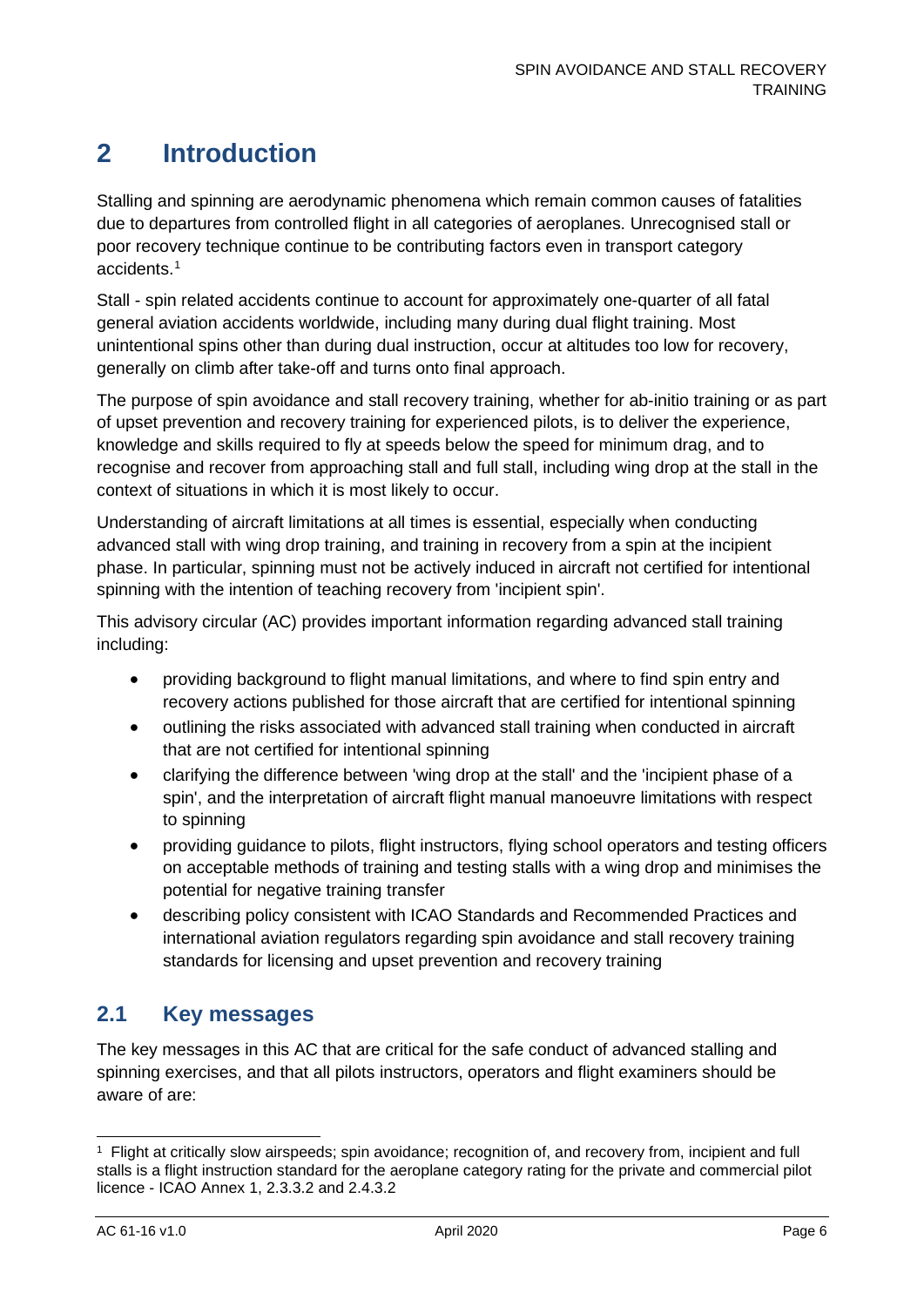# 2 Introduction

Stalling and spinning are aerodynamic phenomena which remain common causes of fatalities due to departures from controlled flight in all categories of aeroplanes. Unrecognised stall or poor recovery technique continue to be contributing factors even in transport category accidents.[1]

Stall - spin related accidents continue to account for approximately one-quarter of all fatal general aviation accidents worldwide, including many during dual flight training. Most unintentional spins other than during dual instruction, occur at altitudes too low for recovery, generally on climb after take-off and turns onto final approach.

The purpose of spin avoidance and stall recovery training, whether for ab-initio training or as part of upset prevention and recovery training for experienced pilots, is to deliver the experience, knowledge and skills required to fly at speeds below the speed for minimum drag, and to recognise and recover from approaching stall and full stall, including wing drop at the stall in the context of situations in which it is most likely to occur.

Understanding of aircraft limitations at all times is essential, especially when conducting advanced stall with wing drop training, and training in recovery from a spin at the incipient phase. In particular, spinning must not be actively induced in aircraft not certified for intentional spinning with the intention of teaching recovery from 'incipient spin'.

This advisory circular (AC) provides important information regarding advanced stall training including:

- providing background to flight manual limitations, and where to find spin entry and recovery actions published for those aircraft that are certified for intentional spinning
- outlining the risks associated with advanced stall training when conducted in aircraft that are not certified for intentional spinning
- clarifying the difference between 'wing drop at the stall' and the 'incipient phase of a spin', and the interpretation of aircraft flight manual manoeuvre limitations with respect to spinning
- providing guidance to pilots, flight instructors, flying school operators and testing officers on acceptable methods of training and testing stalls with a wing drop and minimises the potential for negative training transfer
- describing policy consistent with ICAO Standards and Recommended Practices and international aviation regulators regarding spin avoidance and stall recovery training standards for licensing and upset prevention and recovery training

## 2.1 Key messages

The key messages in this AC that are critical for the safe conduct of advanced stalling and spinning exercises, and that all pilots instructors, operators and flight examiners should be aware of are:

---

[1] Flight at critically slow airspeeds; spin avoidance; recognition of, and recovery from, incipient and full stalls is a flight instruction standard for the aeroplane category rating for the private and commercial pilot licence - ICAO Annex 1, 2.3.3.2 and 2.4.3.2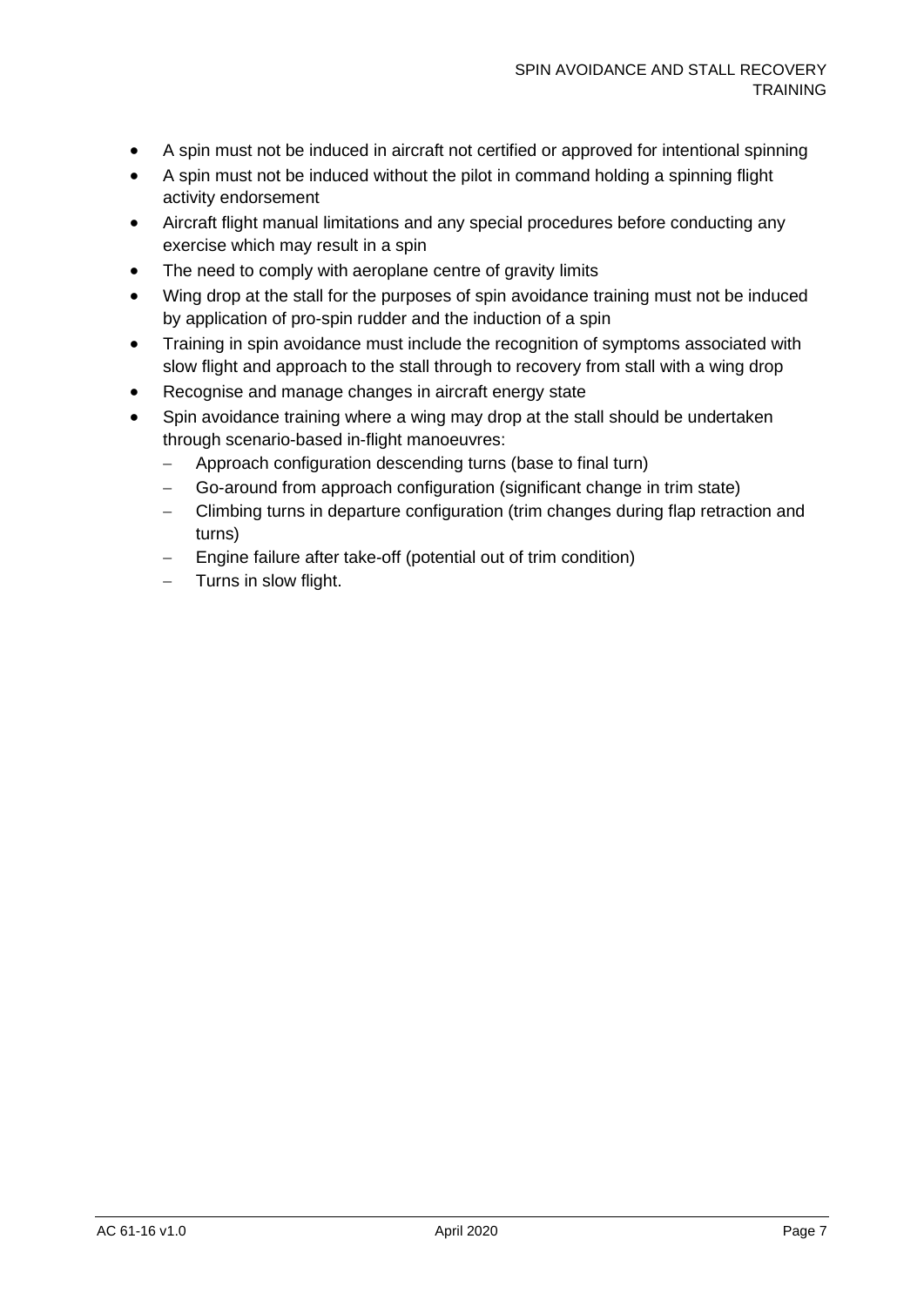- A spin must not be induced in aircraft not certified or approved for intentional spinning
- A spin must not be induced without the pilot in command holding a spinning flight activity endorsement
- Aircraft flight manual limitations and any special procedures before conducting any exercise which may result in a spin
- The need to comply with aeroplane centre of gravity limits
- Wing drop at the stall for the purposes of spin avoidance training must not be induced by application of pro-spin rudder and the induction of a spin
- Training in spin avoidance must include the recognition of symptoms associated with slow flight and approach to the stall through to recovery from stall with a wing drop
- Recognise and manage changes in aircraft energy state
- Spin avoidance training where a wing may drop at the stall should be undertaken through scenario-based in-flight manoeuvres:
  - Approach configuration descending turns (base to final turn)
  - Go-around from approach configuration (significant change in trim state)
  - Climbing turns in departure configuration (trim changes during flap retraction and turns)
  - Engine failure after take-off (potential out of trim condition)
  - Turns in slow flight.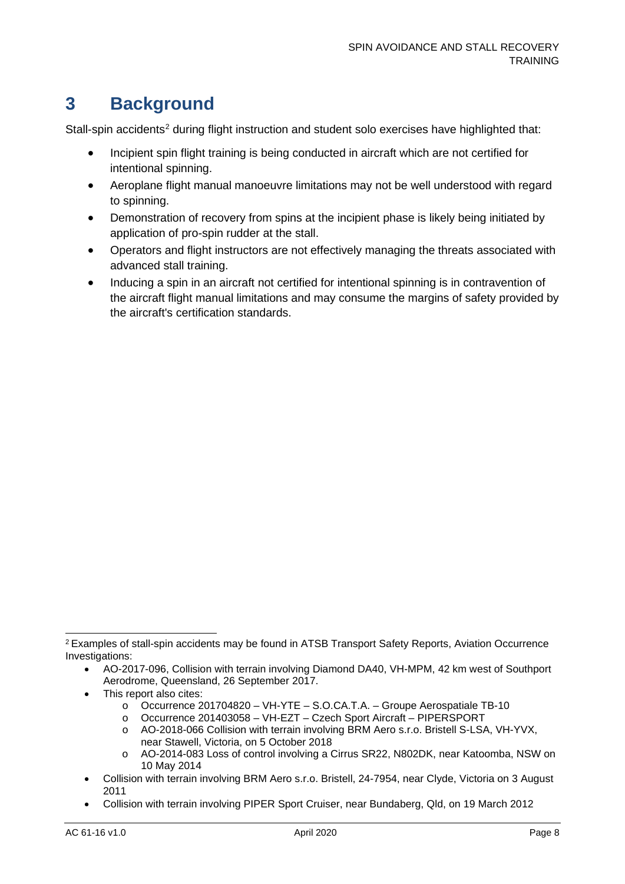# 3 Background

Stall-spin accidents[2] during flight instruction and student solo exercises have highlighted that:

- Incipient spin flight training is being conducted in aircraft which are not certified for intentional spinning.
- Aeroplane flight manual manoeuvre limitations may not be well understood with regard to spinning.
- Demonstration of recovery from spins at the incipient phase is likely being initiated by application of pro-spin rudder at the stall.
- Operators and flight instructors are not effectively managing the threats associated with advanced stall training.
- Inducing a spin in an aircraft not certified for intentional spinning is in contravention of the aircraft flight manual limitations and may consume the margins of safety provided by the aircraft's certification standards.

---

[2] Examples of stall-spin accidents may be found in ATSB Transport Safety Reports, Aviation Occurrence Investigations:

- AO-2017-096, Collision with terrain involving Diamond DA40, VH-MPM, 42 km west of Southport Aerodrome, Queensland, 26 September 2017.
- This report also cites:
  - Occurrence 201704820 – VH-YTE – S.O.CA.T.A. – Groupe Aerospatiale TB-10
  - Occurrence 201403058 – VH-EZT – Czech Sport Aircraft – PIPERSPORT
  - AO-2018-066 Collision with terrain involving BRM Aero s.r.o. Bristell S-LSA, VH-YVX, near Stawell, Victoria, on 5 October 2018
  - AO-2014-083 Loss of control involving a Cirrus SR22, N802DK, near Katoomba, NSW on 10 May 2014
- Collision with terrain involving BRM Aero s.r.o. Bristell, 24-7954, near Clyde, Victoria on 3 August 2011
- Collision with terrain involving PIPER Sport Cruiser, near Bundaberg, Qld, on 19 March 2012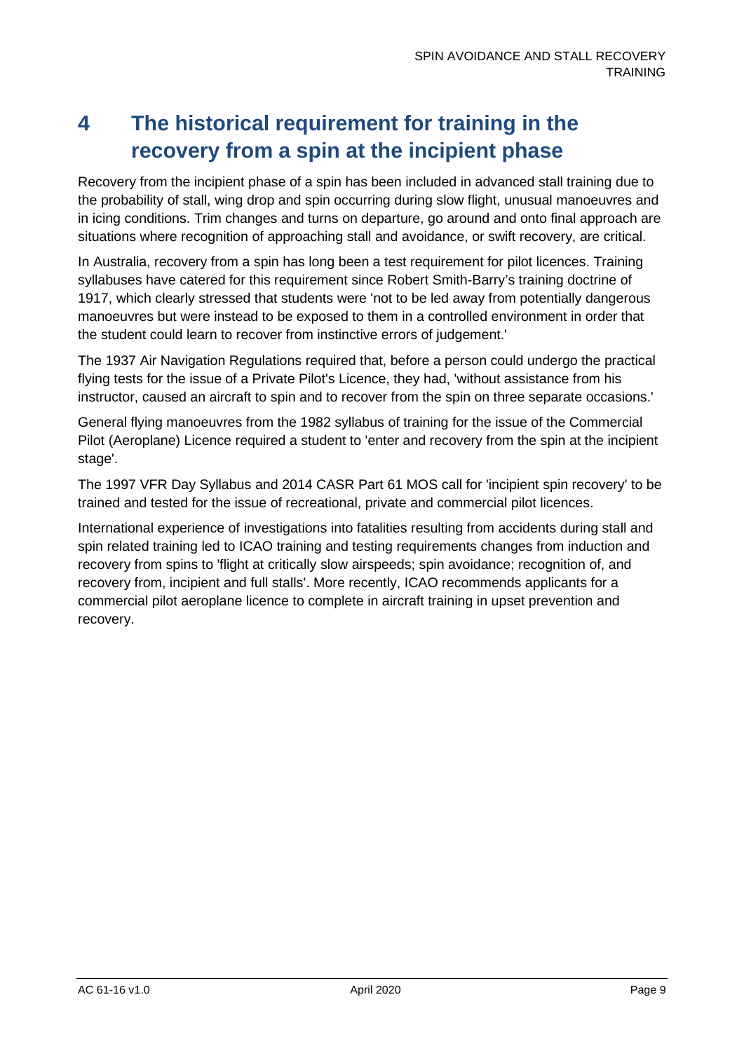# 4 The historical requirement for training in the recovery from a spin at the incipient phase

Recovery from the incipient phase of a spin has been included in advanced stall training due to the probability of stall, wing drop and spin occurring during slow flight, unusual manoeuvres and in icing conditions. Trim changes and turns on departure, go around and onto final approach are situations where recognition of approaching stall and avoidance, or swift recovery, are critical.

In Australia, recovery from a spin has long been a test requirement for pilot licences. Training syllabuses have catered for this requirement since Robert Smith-Barry's training doctrine of 1917, which clearly stressed that students were 'not to be led away from potentially dangerous manoeuvres but were instead to be exposed to them in a controlled environment in order that the student could learn to recover from instinctive errors of judgement.'

The 1937 Air Navigation Regulations required that, before a person could undergo the practical flying tests for the issue of a Private Pilot's Licence, they had, 'without assistance from his instructor, caused an aircraft to spin and to recover from the spin on three separate occasions.'

General flying manoeuvres from the 1982 syllabus of training for the issue of the Commercial Pilot (Aeroplane) Licence required a student to 'enter and recovery from the spin at the incipient stage'.

The 1997 VFR Day Syllabus and 2014 CASR Part 61 MOS call for 'incipient spin recovery' to be trained and tested for the issue of recreational, private and commercial pilot licences.

International experience of investigations into fatalities resulting from accidents during stall and spin related training led to ICAO training and testing requirements changes from induction and recovery from spins to 'flight at critically slow airspeeds; spin avoidance; recognition of, and recovery from, incipient and full stalls'. More recently, ICAO recommends applicants for a commercial pilot aeroplane licence to complete in aircraft training in upset prevention and recovery.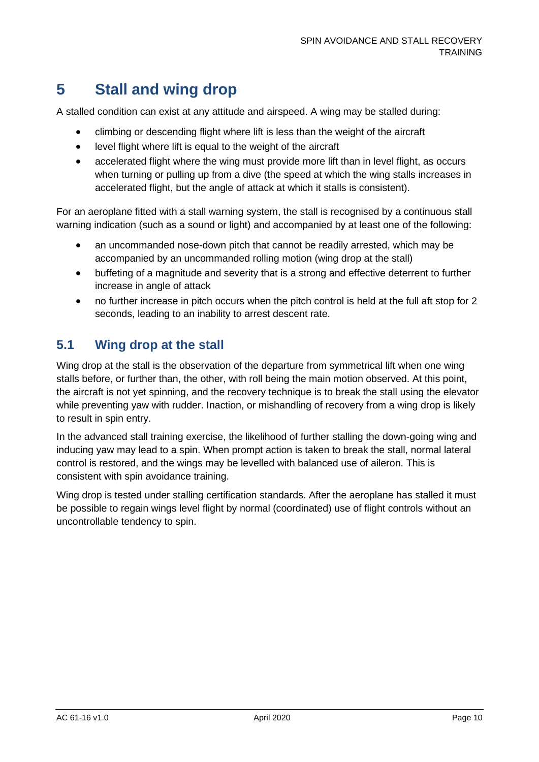# 5 Stall and wing drop

A stalled condition can exist at any attitude and airspeed. A wing may be stalled during:

- climbing or descending flight where lift is less than the weight of the aircraft
- level flight where lift is equal to the weight of the aircraft
- accelerated flight where the wing must provide more lift than in level flight, as occurs when turning or pulling up from a dive (the speed at which the wing stalls increases in accelerated flight, but the angle of attack at which it stalls is consistent).

For an aeroplane fitted with a stall warning system, the stall is recognised by a continuous stall warning indication (such as a sound or light) and accompanied by at least one of the following:

- an uncommanded nose-down pitch that cannot be readily arrested, which may be accompanied by an uncommanded rolling motion (wing drop at the stall)
- buffeting of a magnitude and severity that is a strong and effective deterrent to further increase in angle of attack
- no further increase in pitch occurs when the pitch control is held at the full aft stop for 2 seconds, leading to an inability to arrest descent rate.

## 5.1 Wing drop at the stall

Wing drop at the stall is the observation of the departure from symmetrical lift when one wing stalls before, or further than, the other, with roll being the main motion observed. At this point, the aircraft is not yet spinning, and the recovery technique is to break the stall using the elevator while preventing yaw with rudder. Inaction, or mishandling of recovery from a wing drop is likely to result in spin entry.

In the advanced stall training exercise, the likelihood of further stalling the down-going wing and inducing yaw may lead to a spin. When prompt action is taken to break the stall, normal lateral control is restored, and the wings may be levelled with balanced use of aileron. This is consistent with spin avoidance training.

Wing drop is tested under stalling certification standards. After the aeroplane has stalled it must be possible to regain wings level flight by normal (coordinated) use of flight controls without an uncontrollable tendency to spin.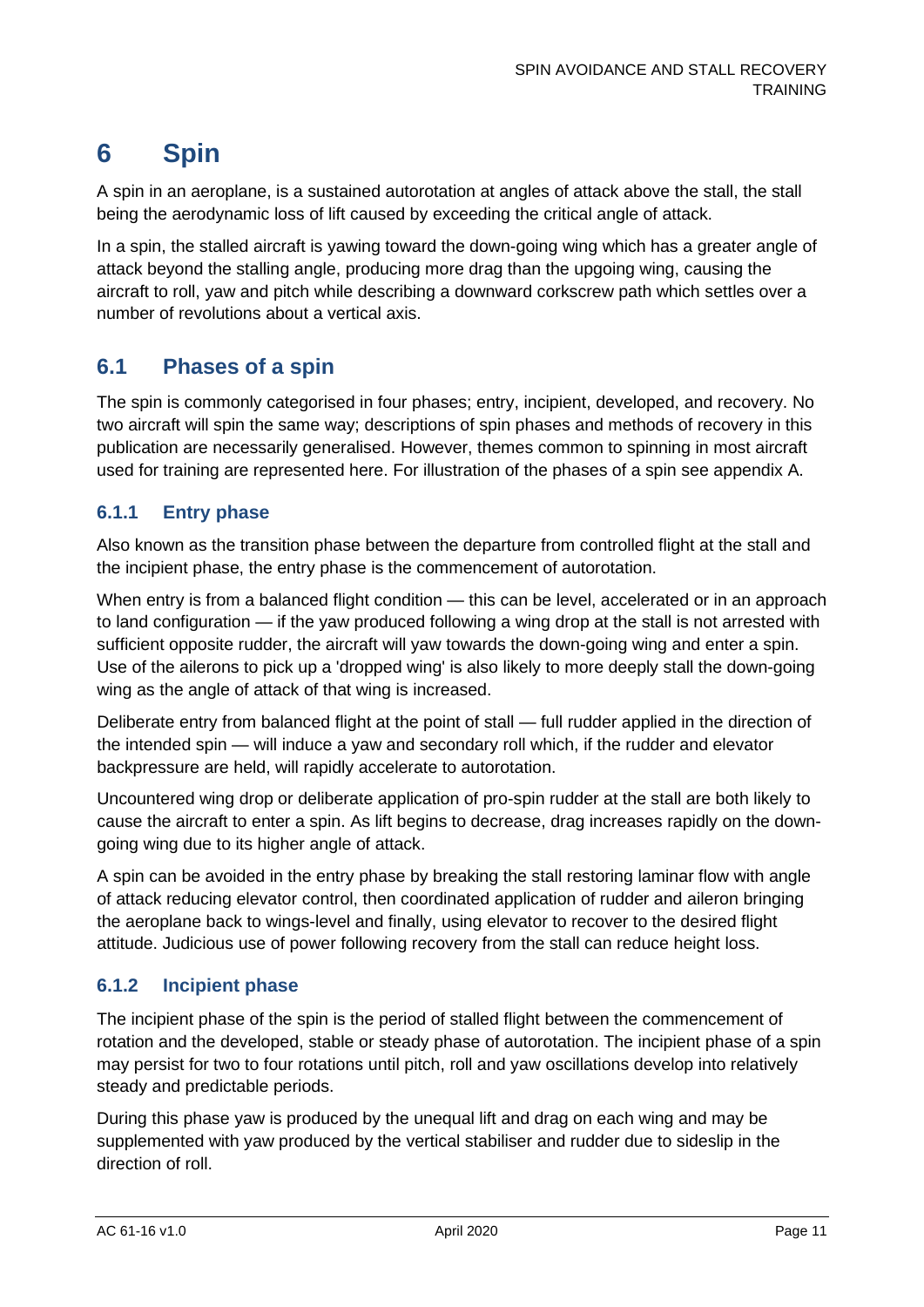# 6 Spin

A spin in an aeroplane, is a sustained autorotation at angles of attack above the stall, the stall being the aerodynamic loss of lift caused by exceeding the critical angle of attack.

In a spin, the stalled aircraft is yawing toward the down-going wing which has a greater angle of attack beyond the stalling angle, producing more drag than the upgoing wing, causing the aircraft to roll, yaw and pitch while describing a downward corkscrew path which settles over a number of revolutions about a vertical axis.

## 6.1 Phases of a spin

The spin is commonly categorised in four phases; entry, incipient, developed, and recovery. No two aircraft will spin the same way; descriptions of spin phases and methods of recovery in this publication are necessarily generalised. However, themes common to spinning in most aircraft used for training are represented here. For illustration of the phases of a spin see appendix A.

### 6.1.1 Entry phase

Also known as the transition phase between the departure from controlled flight at the stall and the incipient phase, the entry phase is the commencement of autorotation.

When entry is from a balanced flight condition — this can be level, accelerated or in an approach to land configuration — if the yaw produced following a wing drop at the stall is not arrested with sufficient opposite rudder, the aircraft will yaw towards the down-going wing and enter a spin. Use of the ailerons to pick up a 'dropped wing' is also likely to more deeply stall the down-going wing as the angle of attack of that wing is increased.

Deliberate entry from balanced flight at the point of stall — full rudder applied in the direction of the intended spin — will induce a yaw and secondary roll which, if the rudder and elevator backpressure are held, will rapidly accelerate to autorotation.

Uncountered wing drop or deliberate application of pro-spin rudder at the stall are both likely to cause the aircraft to enter a spin. As lift begins to decrease, drag increases rapidly on the down-going wing due to its higher angle of attack.

A spin can be avoided in the entry phase by breaking the stall restoring laminar flow with angle of attack reducing elevator control, then coordinated application of rudder and aileron bringing the aeroplane back to wings-level and finally, using elevator to recover to the desired flight attitude. Judicious use of power following recovery from the stall can reduce height loss.

### 6.1.2 Incipient phase

The incipient phase of the spin is the period of stalled flight between the commencement of rotation and the developed, stable or steady phase of autorotation. The incipient phase of a spin may persist for two to four rotations until pitch, roll and yaw oscillations develop into relatively steady and predictable periods.

During this phase yaw is produced by the unequal lift and drag on each wing and may be supplemented with yaw produced by the vertical stabiliser and rudder due to sideslip in the direction of roll.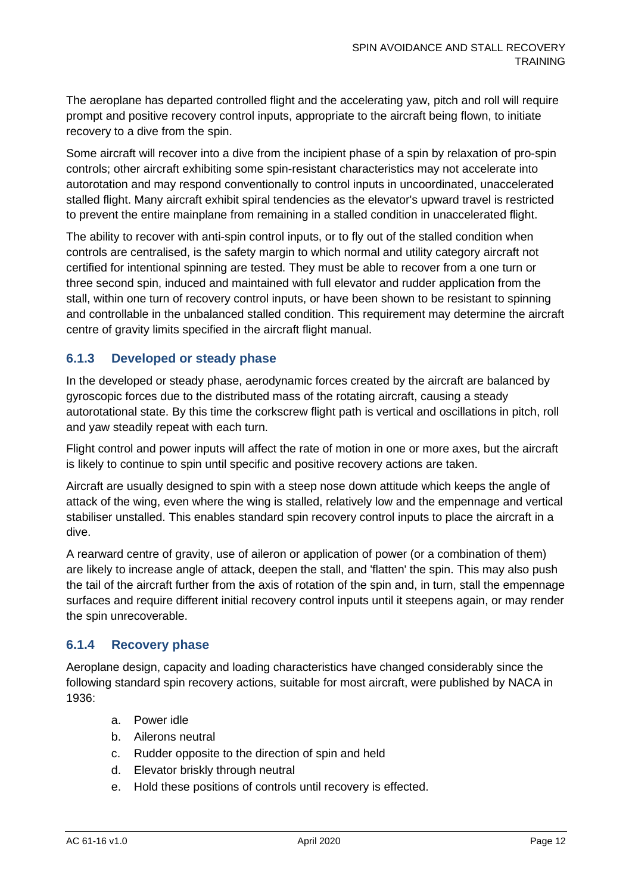The aeroplane has departed controlled flight and the accelerating yaw, pitch and roll will require prompt and positive recovery control inputs, appropriate to the aircraft being flown, to initiate recovery to a dive from the spin.

Some aircraft will recover into a dive from the incipient phase of a spin by relaxation of pro-spin controls; other aircraft exhibiting some spin-resistant characteristics may not accelerate into autorotation and may respond conventionally to control inputs in uncoordinated, unaccelerated stalled flight. Many aircraft exhibit spiral tendencies as the elevator's upward travel is restricted to prevent the entire mainplane from remaining in a stalled condition in unaccelerated flight.

The ability to recover with anti-spin control inputs, or to fly out of the stalled condition when controls are centralised, is the safety margin to which normal and utility category aircraft not certified for intentional spinning are tested. They must be able to recover from a one turn or three second spin, induced and maintained with full elevator and rudder application from the stall, within one turn of recovery control inputs, or have been shown to be resistant to spinning and controllable in the unbalanced stalled condition. This requirement may determine the aircraft centre of gravity limits specified in the aircraft flight manual.

### 6.1.3 Developed or steady phase

In the developed or steady phase, aerodynamic forces created by the aircraft are balanced by gyroscopic forces due to the distributed mass of the rotating aircraft, causing a steady autorotational state. By this time the corkscrew flight path is vertical and oscillations in pitch, roll and yaw steadily repeat with each turn.

Flight control and power inputs will affect the rate of motion in one or more axes, but the aircraft is likely to continue to spin until specific and positive recovery actions are taken.

Aircraft are usually designed to spin with a steep nose down attitude which keeps the angle of attack of the wing, even where the wing is stalled, relatively low and the empennage and vertical stabiliser unstalled. This enables standard spin recovery control inputs to place the aircraft in a dive.

A rearward centre of gravity, use of aileron or application of power (or a combination of them) are likely to increase angle of attack, deepen the stall, and 'flatten' the spin. This may also push the tail of the aircraft further from the axis of rotation of the spin and, in turn, stall the empennage surfaces and require different initial recovery control inputs until it steepens again, or may render the spin unrecoverable.

### 6.1.4 Recovery phase

Aeroplane design, capacity and loading characteristics have changed considerably since the following standard spin recovery actions, suitable for most aircraft, were published by NACA in 1936:

a. Power idle
b. Ailerons neutral
c. Rudder opposite to the direction of spin and held
d. Elevator briskly through neutral
e. Hold these positions of controls until recovery is effected.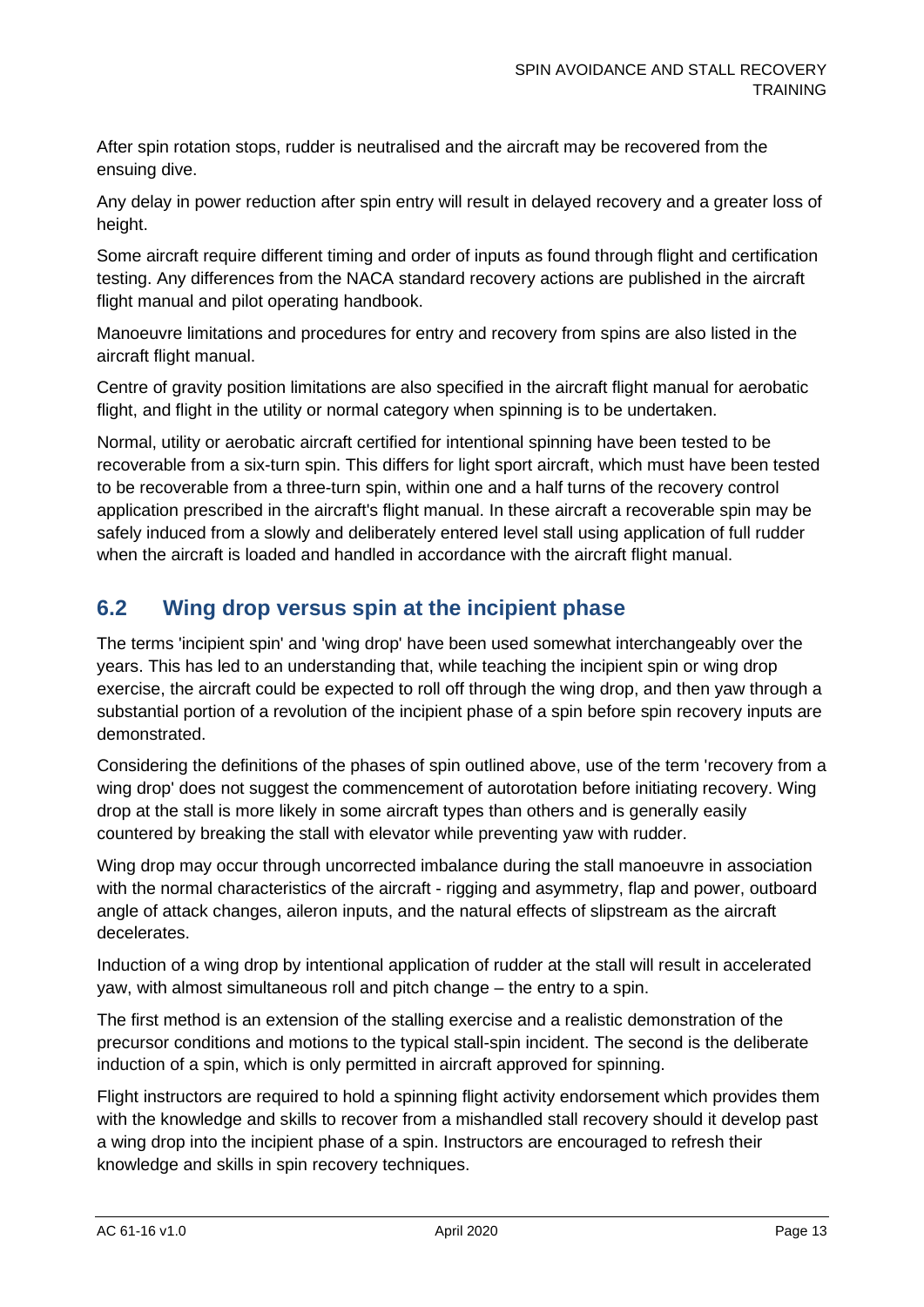After spin rotation stops, rudder is neutralised and the aircraft may be recovered from the ensuing dive.

Any delay in power reduction after spin entry will result in delayed recovery and a greater loss of height.

Some aircraft require different timing and order of inputs as found through flight and certification testing. Any differences from the NACA standard recovery actions are published in the aircraft flight manual and pilot operating handbook.

Manoeuvre limitations and procedures for entry and recovery from spins are also listed in the aircraft flight manual.

Centre of gravity position limitations are also specified in the aircraft flight manual for aerobatic flight, and flight in the utility or normal category when spinning is to be undertaken.

Normal, utility or aerobatic aircraft certified for intentional spinning have been tested to be recoverable from a six-turn spin. This differs for light sport aircraft, which must have been tested to be recoverable from a three-turn spin, within one and a half turns of the recovery control application prescribed in the aircraft's flight manual. In these aircraft a recoverable spin may be safely induced from a slowly and deliberately entered level stall using application of full rudder when the aircraft is loaded and handled in accordance with the aircraft flight manual.

## 6.2 Wing drop versus spin at the incipient phase

The terms 'incipient spin' and 'wing drop' have been used somewhat interchangeably over the years. This has led to an understanding that, while teaching the incipient spin or wing drop exercise, the aircraft could be expected to roll off through the wing drop, and then yaw through a substantial portion of a revolution of the incipient phase of a spin before spin recovery inputs are demonstrated.

Considering the definitions of the phases of spin outlined above, use of the term 'recovery from a wing drop' does not suggest the commencement of autorotation before initiating recovery. Wing drop at the stall is more likely in some aircraft types than others and is generally easily countered by breaking the stall with elevator while preventing yaw with rudder.

Wing drop may occur through uncorrected imbalance during the stall manoeuvre in association with the normal characteristics of the aircraft - rigging and asymmetry, flap and power, outboard angle of attack changes, aileron inputs, and the natural effects of slipstream as the aircraft decelerates.

Induction of a wing drop by intentional application of rudder at the stall will result in accelerated yaw, with almost simultaneous roll and pitch change – the entry to a spin.

The first method is an extension of the stalling exercise and a realistic demonstration of the precursor conditions and motions to the typical stall-spin incident. The second is the deliberate induction of a spin, which is only permitted in aircraft approved for spinning.

Flight instructors are required to hold a spinning flight activity endorsement which provides them with the knowledge and skills to recover from a mishandled stall recovery should it develop past a wing drop into the incipient phase of a spin. Instructors are encouraged to refresh their knowledge and skills in spin recovery techniques.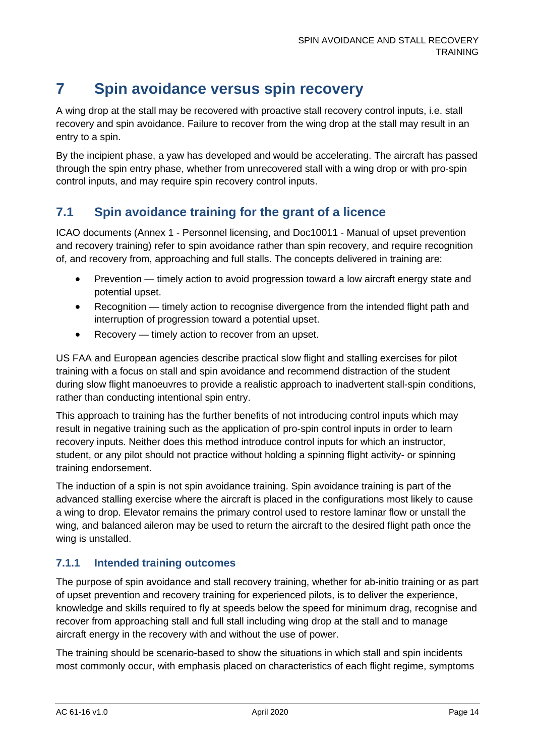# 7 Spin avoidance versus spin recovery

A wing drop at the stall may be recovered with proactive stall recovery control inputs, i.e. stall recovery and spin avoidance. Failure to recover from the wing drop at the stall may result in an entry to a spin.

By the incipient phase, a yaw has developed and would be accelerating. The aircraft has passed through the spin entry phase, whether from unrecovered stall with a wing drop or with pro-spin control inputs, and may require spin recovery control inputs.

## 7.1 Spin avoidance training for the grant of a licence

ICAO documents (Annex 1 - Personnel licensing, and Doc10011 - Manual of upset prevention and recovery training) refer to spin avoidance rather than spin recovery, and require recognition of, and recovery from, approaching and full stalls. The concepts delivered in training are:

- Prevention — timely action to avoid progression toward a low aircraft energy state and potential upset.
- Recognition — timely action to recognise divergence from the intended flight path and interruption of progression toward a potential upset.
- Recovery — timely action to recover from an upset.

US FAA and European agencies describe practical slow flight and stalling exercises for pilot training with a focus on stall and spin avoidance and recommend distraction of the student during slow flight manoeuvres to provide a realistic approach to inadvertent stall-spin conditions, rather than conducting intentional spin entry.

This approach to training has the further benefits of not introducing control inputs which may result in negative training such as the application of pro-spin control inputs in order to learn recovery inputs. Neither does this method introduce control inputs for which an instructor, student, or any pilot should not practice without holding a spinning flight activity- or spinning training endorsement.

The induction of a spin is not spin avoidance training. Spin avoidance training is part of the advanced stalling exercise where the aircraft is placed in the configurations most likely to cause a wing to drop. Elevator remains the primary control used to restore laminar flow or unstall the wing, and balanced aileron may be used to return the aircraft to the desired flight path once the wing is unstalled.

### 7.1.1 Intended training outcomes

The purpose of spin avoidance and stall recovery training, whether for ab-initio training or as part of upset prevention and recovery training for experienced pilots, is to deliver the experience, knowledge and skills required to fly at speeds below the speed for minimum drag, recognise and recover from approaching stall and full stall including wing drop at the stall and to manage aircraft energy in the recovery with and without the use of power.

The training should be scenario-based to show the situations in which stall and spin incidents most commonly occur, with emphasis placed on characteristics of each flight regime, symptoms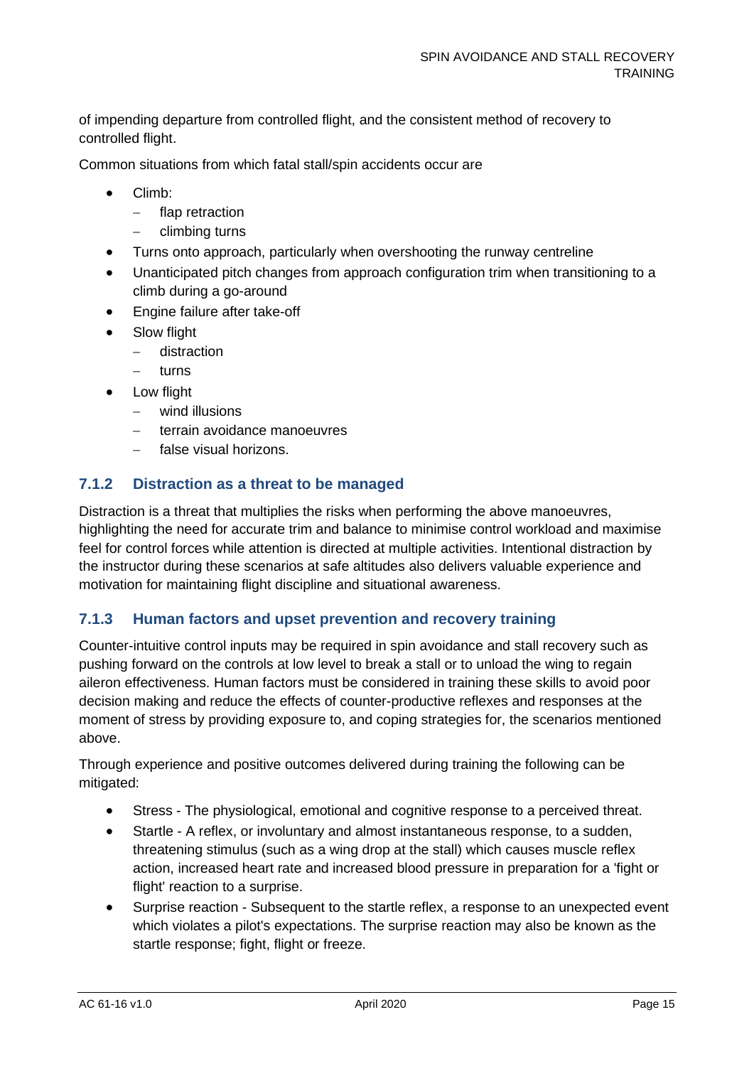of impending departure from controlled flight, and the consistent method of recovery to controlled flight.

Common situations from which fatal stall/spin accidents occur are

- Climb:
  - flap retraction
  - climbing turns
- Turns onto approach, particularly when overshooting the runway centreline
- Unanticipated pitch changes from approach configuration trim when transitioning to a climb during a go-around
- Engine failure after take-off
- Slow flight
  - distraction
  - turns
- Low flight
  - wind illusions
  - terrain avoidance manoeuvres
  - false visual horizons.

### 7.1.2 Distraction as a threat to be managed

Distraction is a threat that multiplies the risks when performing the above manoeuvres, highlighting the need for accurate trim and balance to minimise control workload and maximise feel for control forces while attention is directed at multiple activities. Intentional distraction by the instructor during these scenarios at safe altitudes also delivers valuable experience and motivation for maintaining flight discipline and situational awareness.

### 7.1.3 Human factors and upset prevention and recovery training

Counter-intuitive control inputs may be required in spin avoidance and stall recovery such as pushing forward on the controls at low level to break a stall or to unload the wing to regain aileron effectiveness. Human factors must be considered in training these skills to avoid poor decision making and reduce the effects of counter-productive reflexes and responses at the moment of stress by providing exposure to, and coping strategies for, the scenarios mentioned above.

Through experience and positive outcomes delivered during training the following can be mitigated:

- Stress - The physiological, emotional and cognitive response to a perceived threat.
- Startle - A reflex, or involuntary and almost instantaneous response, to a sudden, threatening stimulus (such as a wing drop at the stall) which causes muscle reflex action, increased heart rate and increased blood pressure in preparation for a 'fight or flight' reaction to a surprise.
- Surprise reaction - Subsequent to the startle reflex, a response to an unexpected event which violates a pilot's expectations. The surprise reaction may also be known as the startle response; fight, flight or freeze.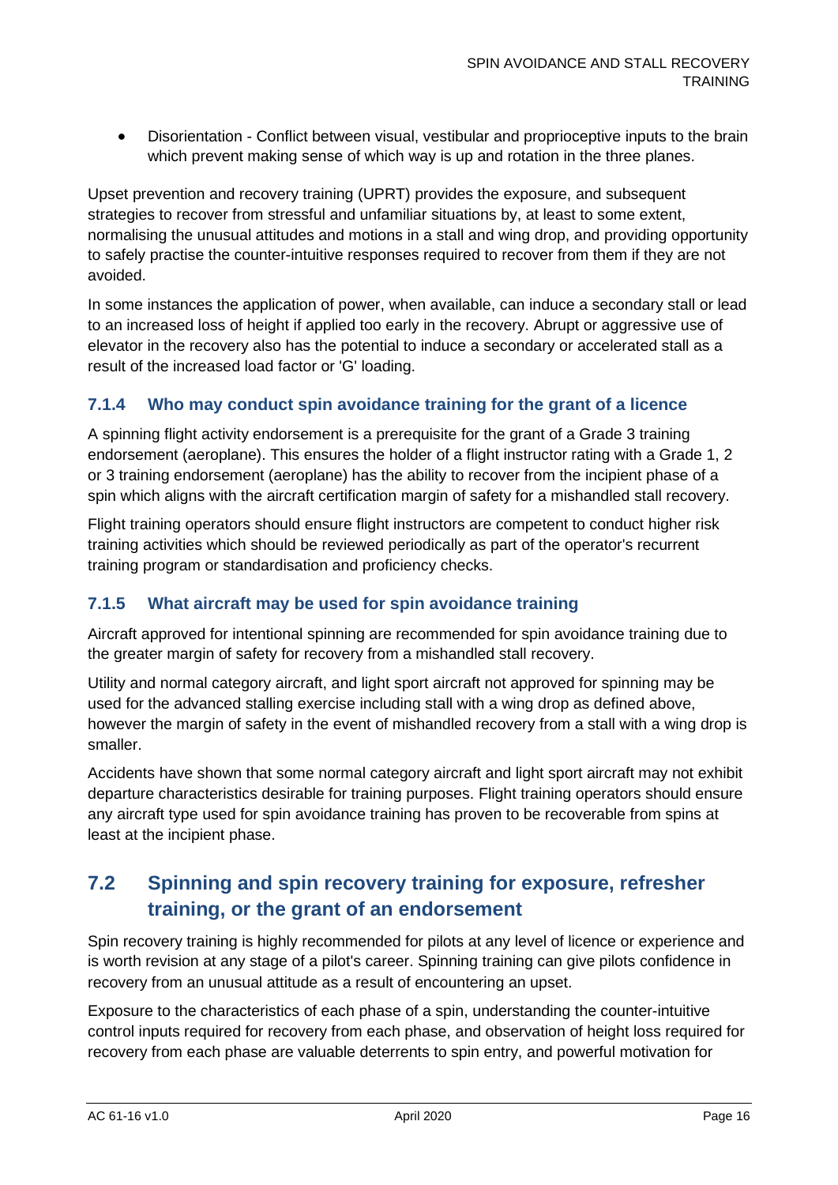- Disorientation - Conflict between visual, vestibular and proprioceptive inputs to the brain which prevent making sense of which way is up and rotation in the three planes.

Upset prevention and recovery training (UPRT) provides the exposure, and subsequent strategies to recover from stressful and unfamiliar situations by, at least to some extent, normalising the unusual attitudes and motions in a stall and wing drop, and providing opportunity to safely practise the counter-intuitive responses required to recover from them if they are not avoided.

In some instances the application of power, when available, can induce a secondary stall or lead to an increased loss of height if applied too early in the recovery. Abrupt or aggressive use of elevator in the recovery also has the potential to induce a secondary or accelerated stall as a result of the increased load factor or 'G' loading.

### 7.1.4 Who may conduct spin avoidance training for the grant of a licence

A spinning flight activity endorsement is a prerequisite for the grant of a Grade 3 training endorsement (aeroplane). This ensures the holder of a flight instructor rating with a Grade 1, 2 or 3 training endorsement (aeroplane) has the ability to recover from the incipient phase of a spin which aligns with the aircraft certification margin of safety for a mishandled stall recovery.

Flight training operators should ensure flight instructors are competent to conduct higher risk training activities which should be reviewed periodically as part of the operator's recurrent training program or standardisation and proficiency checks.

### 7.1.5 What aircraft may be used for spin avoidance training

Aircraft approved for intentional spinning are recommended for spin avoidance training due to the greater margin of safety for recovery from a mishandled stall recovery.

Utility and normal category aircraft, and light sport aircraft not approved for spinning may be used for the advanced stalling exercise including stall with a wing drop as defined above, however the margin of safety in the event of mishandled recovery from a stall with a wing drop is smaller.

Accidents have shown that some normal category aircraft and light sport aircraft may not exhibit departure characteristics desirable for training purposes. Flight training operators should ensure any aircraft type used for spin avoidance training has proven to be recoverable from spins at least at the incipient phase.

## 7.2 Spinning and spin recovery training for exposure, refresher training, or the grant of an endorsement

Spin recovery training is highly recommended for pilots at any level of licence or experience and is worth revision at any stage of a pilot's career. Spinning training can give pilots confidence in recovery from an unusual attitude as a result of encountering an upset.

Exposure to the characteristics of each phase of a spin, understanding the counter-intuitive control inputs required for recovery from each phase, and observation of height loss required for recovery from each phase are valuable deterrents to spin entry, and powerful motivation for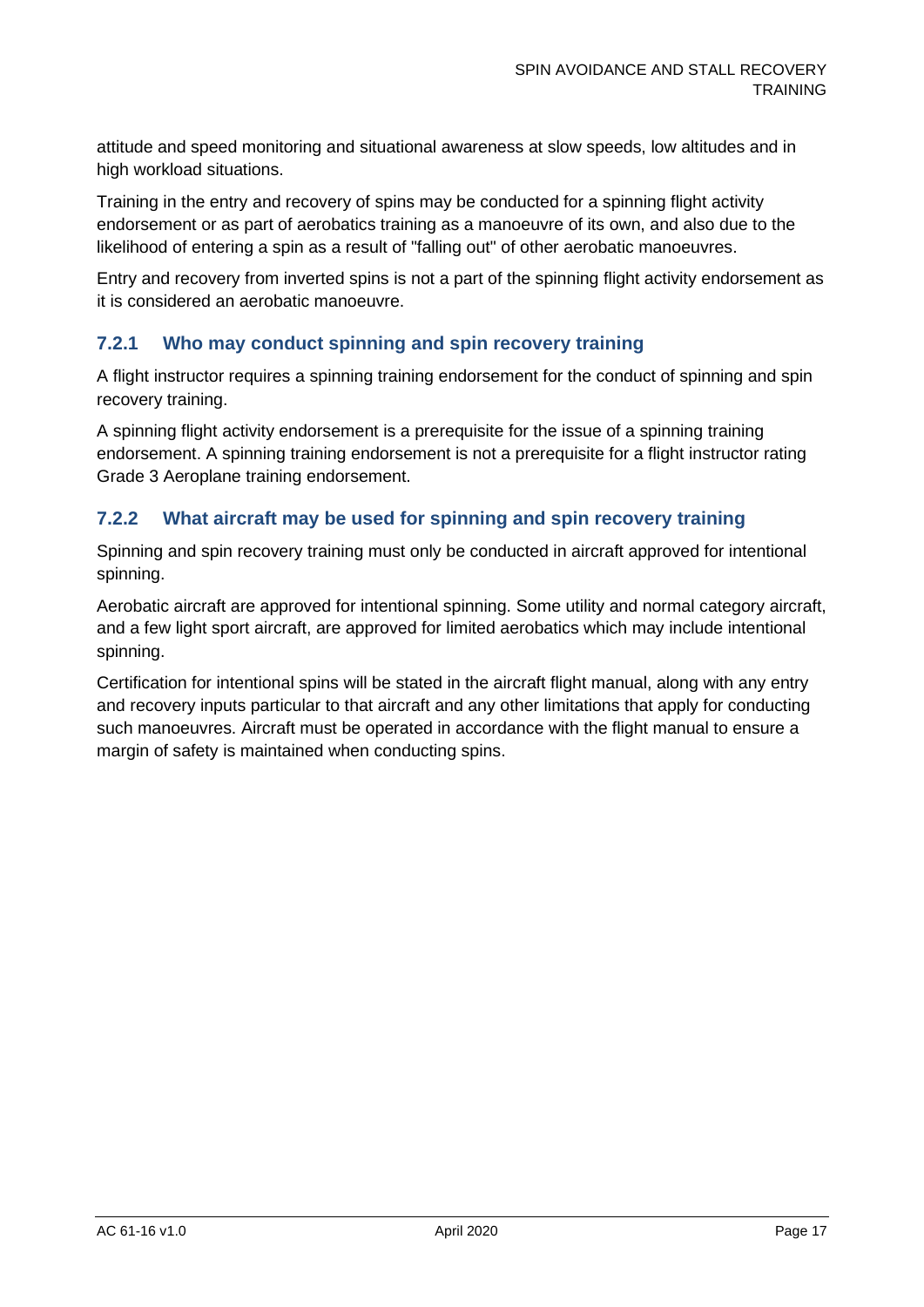attitude and speed monitoring and situational awareness at slow speeds, low altitudes and in high workload situations.

Training in the entry and recovery of spins may be conducted for a spinning flight activity endorsement or as part of aerobatics training as a manoeuvre of its own, and also due to the likelihood of entering a spin as a result of "falling out" of other aerobatic manoeuvres.

Entry and recovery from inverted spins is not a part of the spinning flight activity endorsement as it is considered an aerobatic manoeuvre.

### 7.2.1 Who may conduct spinning and spin recovery training

A flight instructor requires a spinning training endorsement for the conduct of spinning and spin recovery training.

A spinning flight activity endorsement is a prerequisite for the issue of a spinning training endorsement. A spinning training endorsement is not a prerequisite for a flight instructor rating Grade 3 Aeroplane training endorsement.

### 7.2.2 What aircraft may be used for spinning and spin recovery training

Spinning and spin recovery training must only be conducted in aircraft approved for intentional spinning.

Aerobatic aircraft are approved for intentional spinning. Some utility and normal category aircraft, and a few light sport aircraft, are approved for limited aerobatics which may include intentional spinning.

Certification for intentional spins will be stated in the aircraft flight manual, along with any entry and recovery inputs particular to that aircraft and any other limitations that apply for conducting such manoeuvres. Aircraft must be operated in accordance with the flight manual to ensure a margin of safety is maintained when conducting spins.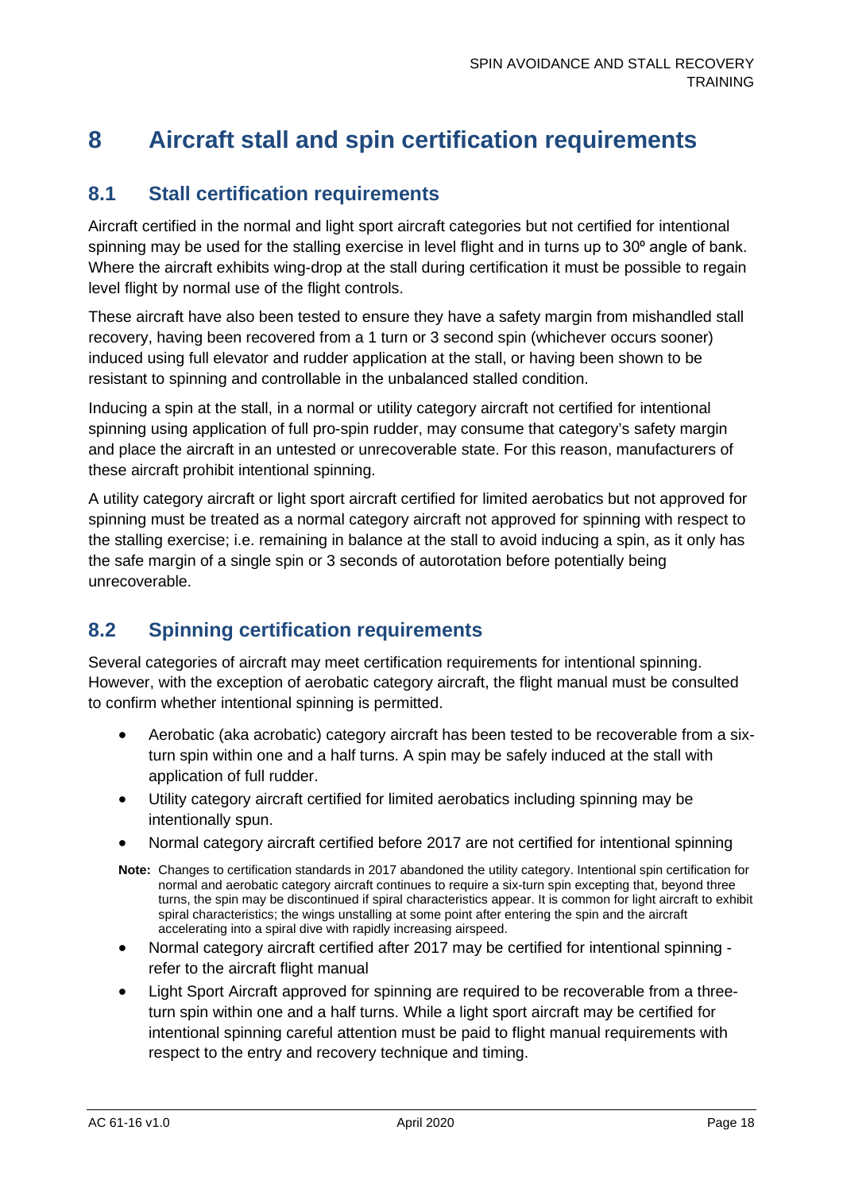# 8 Aircraft stall and spin certification requirements

## 8.1 Stall certification requirements

Aircraft certified in the normal and light sport aircraft categories but not certified for intentional spinning may be used for the stalling exercise in level flight and in turns up to 30º angle of bank. Where the aircraft exhibits wing-drop at the stall during certification it must be possible to regain level flight by normal use of the flight controls.

These aircraft have also been tested to ensure they have a safety margin from mishandled stall recovery, having been recovered from a 1 turn or 3 second spin (whichever occurs sooner) induced using full elevator and rudder application at the stall, or having been shown to be resistant to spinning and controllable in the unbalanced stalled condition.

Inducing a spin at the stall, in a normal or utility category aircraft not certified for intentional spinning using application of full pro-spin rudder, may consume that category's safety margin and place the aircraft in an untested or unrecoverable state. For this reason, manufacturers of these aircraft prohibit intentional spinning.

A utility category aircraft or light sport aircraft certified for limited aerobatics but not approved for spinning must be treated as a normal category aircraft not approved for spinning with respect to the stalling exercise; i.e. remaining in balance at the stall to avoid inducing a spin, as it only has the safe margin of a single spin or 3 seconds of autorotation before potentially being unrecoverable.

## 8.2 Spinning certification requirements

Several categories of aircraft may meet certification requirements for intentional spinning. However, with the exception of aerobatic category aircraft, the flight manual must be consulted to confirm whether intentional spinning is permitted.

- Aerobatic (aka acrobatic) category aircraft has been tested to be recoverable from a six-turn spin within one and a half turns. A spin may be safely induced at the stall with application of full rudder.
- Utility category aircraft certified for limited aerobatics including spinning may be intentionally spun.
- Normal category aircraft certified before 2017 are not certified for intentional spinning

**Note:** Changes to certification standards in 2017 abandoned the utility category. Intentional spin certification for normal and aerobatic category aircraft continues to require a six-turn spin excepting that, beyond three turns, the spin may be discontinued if spiral characteristics appear. It is common for light aircraft to exhibit spiral characteristics; the wings unstalling at some point after entering the spin and the aircraft accelerating into a spiral dive with rapidly increasing airspeed.

- Normal category aircraft certified after 2017 may be certified for intentional spinning - refer to the aircraft flight manual
- Light Sport Aircraft approved for spinning are required to be recoverable from a three-turn spin within one and a half turns. While a light sport aircraft may be certified for intentional spinning careful attention must be paid to flight manual requirements with respect to the entry and recovery technique and timing.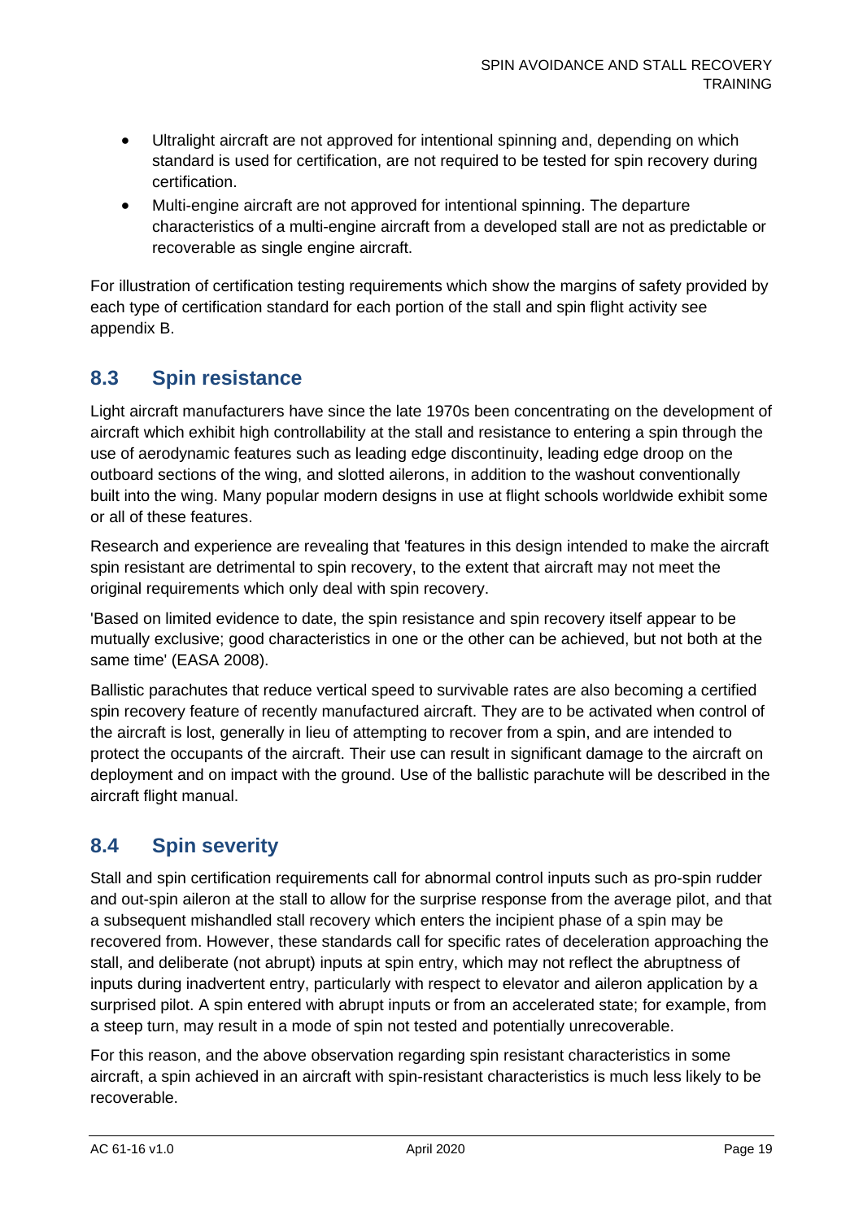- Ultralight aircraft are not approved for intentional spinning and, depending on which standard is used for certification, are not required to be tested for spin recovery during certification.
- Multi-engine aircraft are not approved for intentional spinning. The departure characteristics of a multi-engine aircraft from a developed stall are not as predictable or recoverable as single engine aircraft.

For illustration of certification testing requirements which show the margins of safety provided by each type of certification standard for each portion of the stall and spin flight activity see appendix B.

## 8.3 Spin resistance

Light aircraft manufacturers have since the late 1970s been concentrating on the development of aircraft which exhibit high controllability at the stall and resistance to entering a spin through the use of aerodynamic features such as leading edge discontinuity, leading edge droop on the outboard sections of the wing, and slotted ailerons, in addition to the washout conventionally built into the wing. Many popular modern designs in use at flight schools worldwide exhibit some or all of these features.

Research and experience are revealing that 'features in this design intended to make the aircraft spin resistant are detrimental to spin recovery, to the extent that aircraft may not meet the original requirements which only deal with spin recovery.

'Based on limited evidence to date, the spin resistance and spin recovery itself appear to be mutually exclusive; good characteristics in one or the other can be achieved, but not both at the same time' (EASA 2008).

Ballistic parachutes that reduce vertical speed to survivable rates are also becoming a certified spin recovery feature of recently manufactured aircraft. They are to be activated when control of the aircraft is lost, generally in lieu of attempting to recover from a spin, and are intended to protect the occupants of the aircraft. Their use can result in significant damage to the aircraft on deployment and on impact with the ground. Use of the ballistic parachute will be described in the aircraft flight manual.

## 8.4 Spin severity

Stall and spin certification requirements call for abnormal control inputs such as pro-spin rudder and out-spin aileron at the stall to allow for the surprise response from the average pilot, and that a subsequent mishandled stall recovery which enters the incipient phase of a spin may be recovered from. However, these standards call for specific rates of deceleration approaching the stall, and deliberate (not abrupt) inputs at spin entry, which may not reflect the abruptness of inputs during inadvertent entry, particularly with respect to elevator and aileron application by a surprised pilot. A spin entered with abrupt inputs or from an accelerated state; for example, from a steep turn, may result in a mode of spin not tested and potentially unrecoverable.

For this reason, and the above observation regarding spin resistant characteristics in some aircraft, a spin achieved in an aircraft with spin-resistant characteristics is much less likely to be recoverable.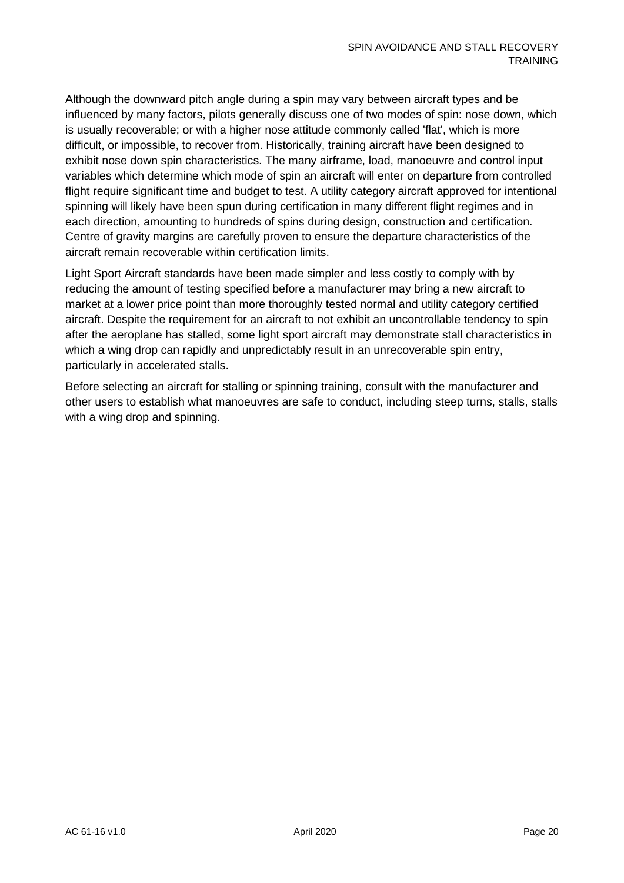Although the downward pitch angle during a spin may vary between aircraft types and be influenced by many factors, pilots generally discuss one of two modes of spin: nose down, which is usually recoverable; or with a higher nose attitude commonly called 'flat', which is more difficult, or impossible, to recover from. Historically, training aircraft have been designed to exhibit nose down spin characteristics. The many airframe, load, manoeuvre and control input variables which determine which mode of spin an aircraft will enter on departure from controlled flight require significant time and budget to test. A utility category aircraft approved for intentional spinning will likely have been spun during certification in many different flight regimes and in each direction, amounting to hundreds of spins during design, construction and certification. Centre of gravity margins are carefully proven to ensure the departure characteristics of the aircraft remain recoverable within certification limits.

Light Sport Aircraft standards have been made simpler and less costly to comply with by reducing the amount of testing specified before a manufacturer may bring a new aircraft to market at a lower price point than more thoroughly tested normal and utility category certified aircraft. Despite the requirement for an aircraft to not exhibit an uncontrollable tendency to spin after the aeroplane has stalled, some light sport aircraft may demonstrate stall characteristics in which a wing drop can rapidly and unpredictably result in an unrecoverable spin entry, particularly in accelerated stalls.

Before selecting an aircraft for stalling or spinning training, consult with the manufacturer and other users to establish what manoeuvres are safe to conduct, including steep turns, stalls, stalls with a wing drop and spinning.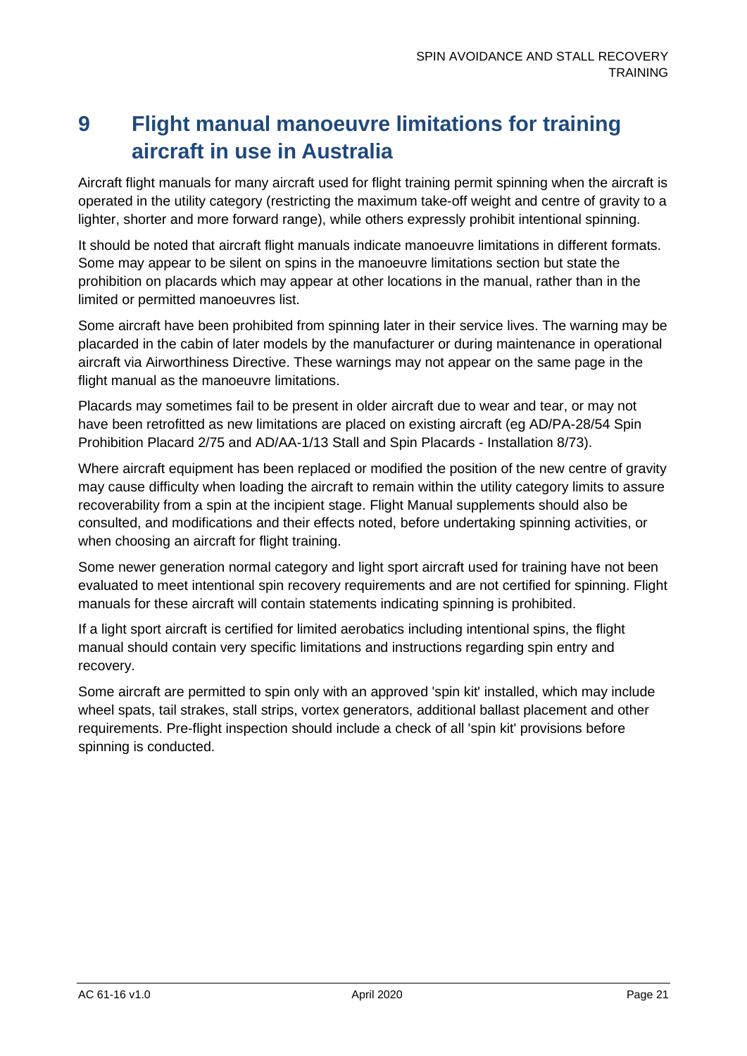# 9 Flight manual manoeuvre limitations for training aircraft in use in Australia

Aircraft flight manuals for many aircraft used for flight training permit spinning when the aircraft is operated in the utility category (restricting the maximum take-off weight and centre of gravity to a lighter, shorter and more forward range), while others expressly prohibit intentional spinning.

It should be noted that aircraft flight manuals indicate manoeuvre limitations in different formats. Some may appear to be silent on spins in the manoeuvre limitations section but state the prohibition on placards which may appear at other locations in the manual, rather than in the limited or permitted manoeuvres list.

Some aircraft have been prohibited from spinning later in their service lives. The warning may be placarded in the cabin of later models by the manufacturer or during maintenance in operational aircraft via Airworthiness Directive. These warnings may not appear on the same page in the flight manual as the manoeuvre limitations.

Placards may sometimes fail to be present in older aircraft due to wear and tear, or may not have been retrofitted as new limitations are placed on existing aircraft (eg AD/PA-28/54 Spin Prohibition Placard 2/75 and AD/AA-1/13 Stall and Spin Placards - Installation 8/73).

Where aircraft equipment has been replaced or modified the position of the new centre of gravity may cause difficulty when loading the aircraft to remain within the utility category limits to assure recoverability from a spin at the incipient stage. Flight Manual supplements should also be consulted, and modifications and their effects noted, before undertaking spinning activities, or when choosing an aircraft for flight training.

Some newer generation normal category and light sport aircraft used for training have not been evaluated to meet intentional spin recovery requirements and are not certified for spinning. Flight manuals for these aircraft will contain statements indicating spinning is prohibited.

If a light sport aircraft is certified for limited aerobatics including intentional spins, the flight manual should contain very specific limitations and instructions regarding spin entry and recovery.

Some aircraft are permitted to spin only with an approved 'spin kit' installed, which may include wheel spats, tail strakes, stall strips, vortex generators, additional ballast placement and other requirements. Pre-flight inspection should include a check of all 'spin kit' provisions before spinning is conducted.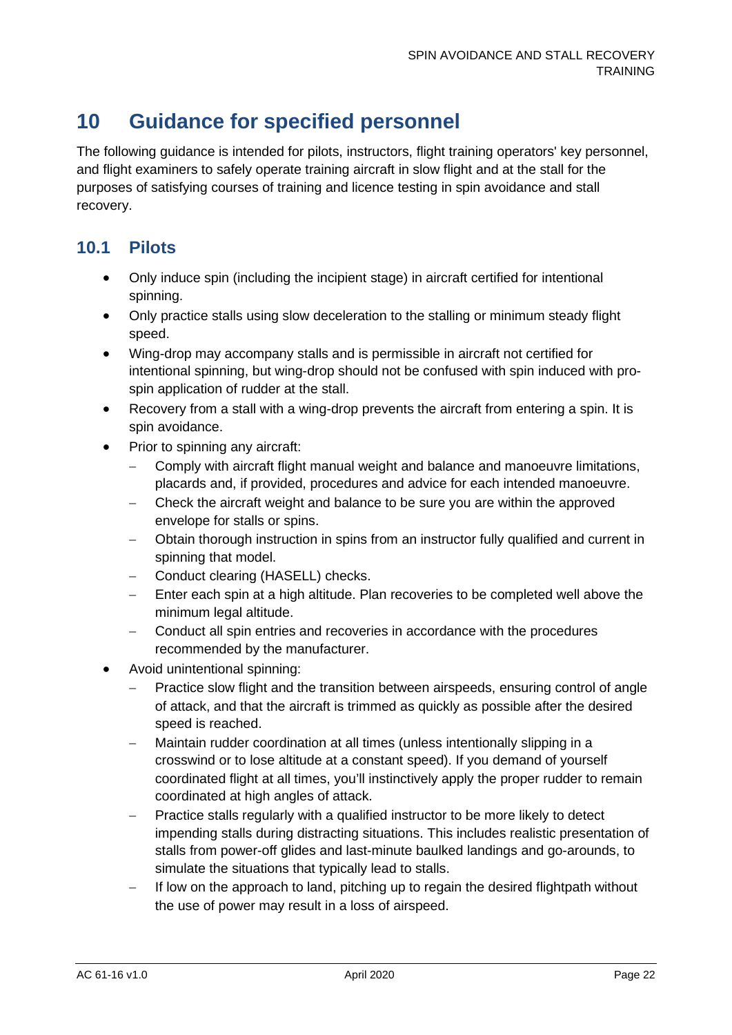# 10 Guidance for specified personnel

The following guidance is intended for pilots, instructors, flight training operators' key personnel, and flight examiners to safely operate training aircraft in slow flight and at the stall for the purposes of satisfying courses of training and licence testing in spin avoidance and stall recovery.

## 10.1 Pilots

- Only induce spin (including the incipient stage) in aircraft certified for intentional spinning.
- Only practice stalls using slow deceleration to the stalling or minimum steady flight speed.
- Wing-drop may accompany stalls and is permissible in aircraft not certified for intentional spinning, but wing-drop should not be confused with spin induced with pro-spin application of rudder at the stall.
- Recovery from a stall with a wing-drop prevents the aircraft from entering a spin. It is spin avoidance.
- Prior to spinning any aircraft:
  - Comply with aircraft flight manual weight and balance and manoeuvre limitations, placards and, if provided, procedures and advice for each intended manoeuvre.
  - Check the aircraft weight and balance to be sure you are within the approved envelope for stalls or spins.
  - Obtain thorough instruction in spins from an instructor fully qualified and current in spinning that model.
  - Conduct clearing (HASELL) checks.
  - Enter each spin at a high altitude. Plan recoveries to be completed well above the minimum legal altitude.
  - Conduct all spin entries and recoveries in accordance with the procedures recommended by the manufacturer.
- Avoid unintentional spinning:
  - Practice slow flight and the transition between airspeeds, ensuring control of angle of attack, and that the aircraft is trimmed as quickly as possible after the desired speed is reached.
  - Maintain rudder coordination at all times (unless intentionally slipping in a crosswind or to lose altitude at a constant speed). If you demand of yourself coordinated flight at all times, you'll instinctively apply the proper rudder to remain coordinated at high angles of attack.
  - Practice stalls regularly with a qualified instructor to be more likely to detect impending stalls during distracting situations. This includes realistic presentation of stalls from power-off glides and last-minute baulked landings and go-arounds, to simulate the situations that typically lead to stalls.
  - If low on the approach to land, pitching up to regain the desired flightpath without the use of power may result in a loss of airspeed.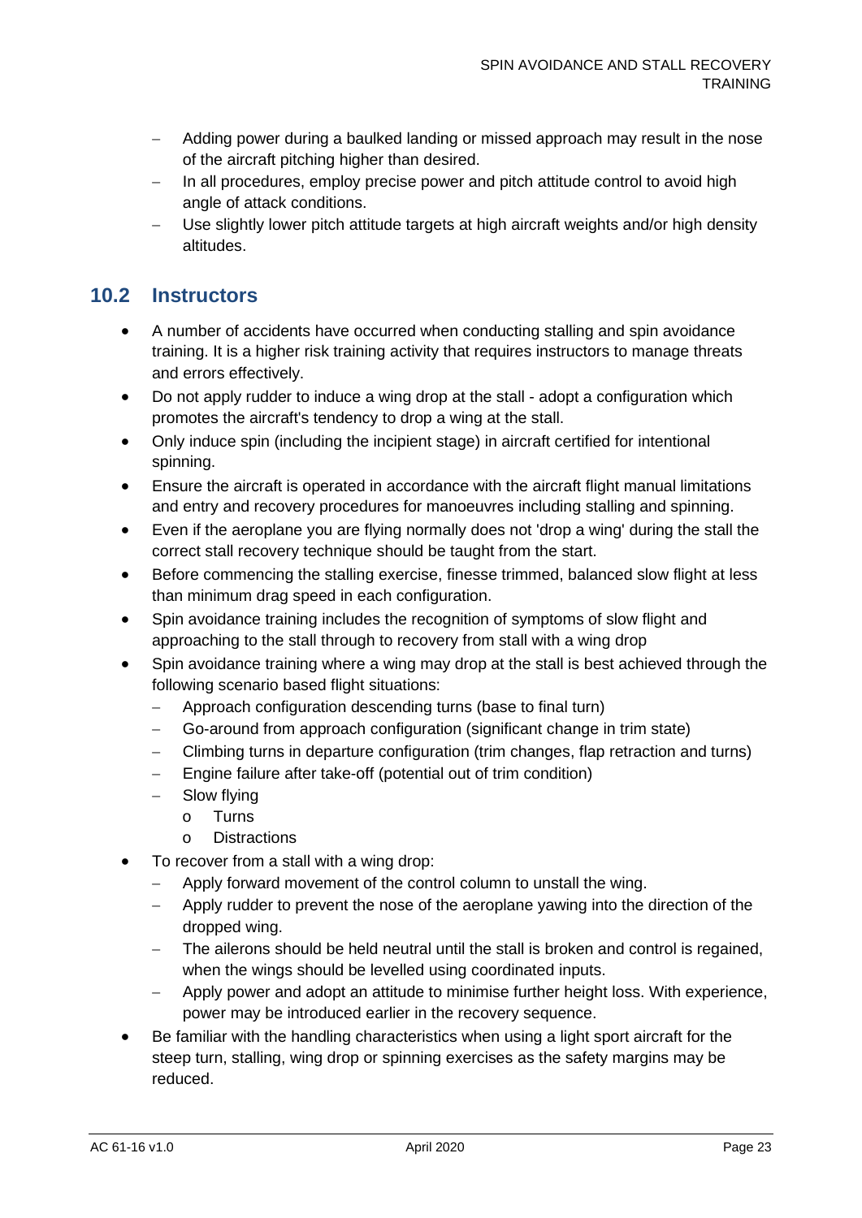- Adding power during a baulked landing or missed approach may result in the nose of the aircraft pitching higher than desired.
- In all procedures, employ precise power and pitch attitude control to avoid high angle of attack conditions.
- Use slightly lower pitch attitude targets at high aircraft weights and/or high density altitudes.

## 10.2 Instructors

- A number of accidents have occurred when conducting stalling and spin avoidance training. It is a higher risk training activity that requires instructors to manage threats and errors effectively.
- Do not apply rudder to induce a wing drop at the stall - adopt a configuration which promotes the aircraft's tendency to drop a wing at the stall.
- Only induce spin (including the incipient stage) in aircraft certified for intentional spinning.
- Ensure the aircraft is operated in accordance with the aircraft flight manual limitations and entry and recovery procedures for manoeuvres including stalling and spinning.
- Even if the aeroplane you are flying normally does not 'drop a wing' during the stall the correct stall recovery technique should be taught from the start.
- Before commencing the stalling exercise, finesse trimmed, balanced slow flight at less than minimum drag speed in each configuration.
- Spin avoidance training includes the recognition of symptoms of slow flight and approaching to the stall through to recovery from stall with a wing drop
- Spin avoidance training where a wing may drop at the stall is best achieved through the following scenario based flight situations:
  - Approach configuration descending turns (base to final turn)
  - Go-around from approach configuration (significant change in trim state)
  - Climbing turns in departure configuration (trim changes, flap retraction and turns)
  - Engine failure after take-off (potential out of trim condition)
  - Slow flying
    - Turns
    - Distractions
- To recover from a stall with a wing drop:
  - Apply forward movement of the control column to unstall the wing.
  - Apply rudder to prevent the nose of the aeroplane yawing into the direction of the dropped wing.
  - The ailerons should be held neutral until the stall is broken and control is regained, when the wings should be levelled using coordinated inputs.
  - Apply power and adopt an attitude to minimise further height loss. With experience, power may be introduced earlier in the recovery sequence.
- Be familiar with the handling characteristics when using a light sport aircraft for the steep turn, stalling, wing drop or spinning exercises as the safety margins may be reduced.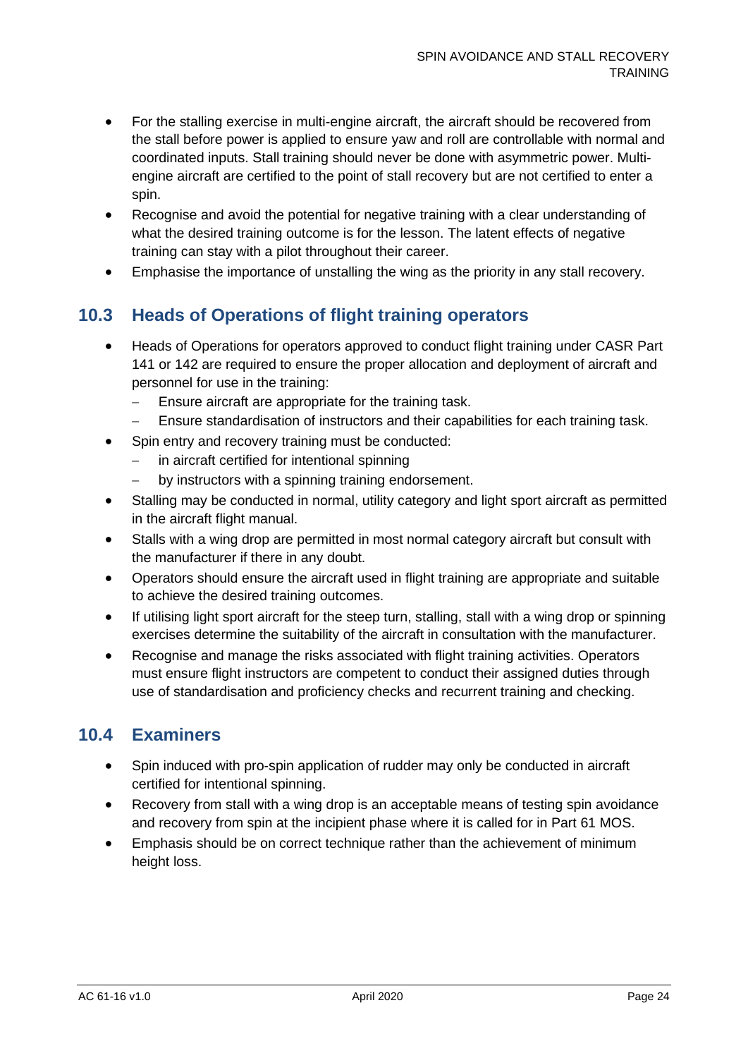- For the stalling exercise in multi-engine aircraft, the aircraft should be recovered from the stall before power is applied to ensure yaw and roll are controllable with normal and coordinated inputs. Stall training should never be done with asymmetric power. Multi-engine aircraft are certified to the point of stall recovery but are not certified to enter a spin.
- Recognise and avoid the potential for negative training with a clear understanding of what the desired training outcome is for the lesson. The latent effects of negative training can stay with a pilot throughout their career.
- Emphasise the importance of unstalling the wing as the priority in any stall recovery.

## 10.3 Heads of Operations of flight training operators

- Heads of Operations for operators approved to conduct flight training under CASR Part 141 or 142 are required to ensure the proper allocation and deployment of aircraft and personnel for use in the training:
  - Ensure aircraft are appropriate for the training task.
  - Ensure standardisation of instructors and their capabilities for each training task.
- Spin entry and recovery training must be conducted:
  - in aircraft certified for intentional spinning
  - by instructors with a spinning training endorsement.
- Stalling may be conducted in normal, utility category and light sport aircraft as permitted in the aircraft flight manual.
- Stalls with a wing drop are permitted in most normal category aircraft but consult with the manufacturer if there in any doubt.
- Operators should ensure the aircraft used in flight training are appropriate and suitable to achieve the desired training outcomes.
- If utilising light sport aircraft for the steep turn, stalling, stall with a wing drop or spinning exercises determine the suitability of the aircraft in consultation with the manufacturer.
- Recognise and manage the risks associated with flight training activities. Operators must ensure flight instructors are competent to conduct their assigned duties through use of standardisation and proficiency checks and recurrent training and checking.

## 10.4 Examiners

- Spin induced with pro-spin application of rudder may only be conducted in aircraft certified for intentional spinning.
- Recovery from stall with a wing drop is an acceptable means of testing spin avoidance and recovery from spin at the incipient phase where it is called for in Part 61 MOS.
- Emphasis should be on correct technique rather than the achievement of minimum height loss.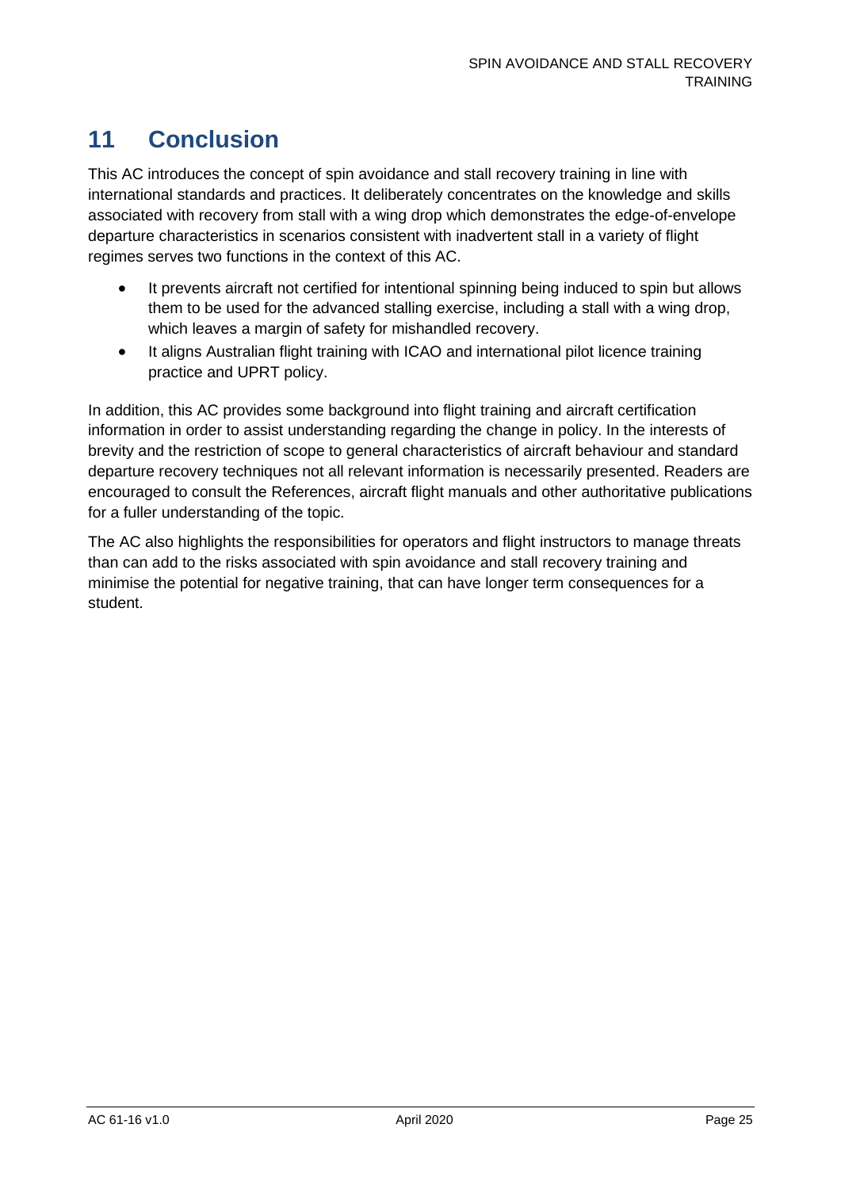# 11 Conclusion

This AC introduces the concept of spin avoidance and stall recovery training in line with international standards and practices. It deliberately concentrates on the knowledge and skills associated with recovery from stall with a wing drop which demonstrates the edge-of-envelope departure characteristics in scenarios consistent with inadvertent stall in a variety of flight regimes serves two functions in the context of this AC.

- It prevents aircraft not certified for intentional spinning being induced to spin but allows them to be used for the advanced stalling exercise, including a stall with a wing drop, which leaves a margin of safety for mishandled recovery.
- It aligns Australian flight training with ICAO and international pilot licence training practice and UPRT policy.

In addition, this AC provides some background into flight training and aircraft certification information in order to assist understanding regarding the change in policy. In the interests of brevity and the restriction of scope to general characteristics of aircraft behaviour and standard departure recovery techniques not all relevant information is necessarily presented. Readers are encouraged to consult the References, aircraft flight manuals and other authoritative publications for a fuller understanding of the topic.

The AC also highlights the responsibilities for operators and flight instructors to manage threats than can add to the risks associated with spin avoidance and stall recovery training and minimise the potential for negative training, that can have longer term consequences for a student.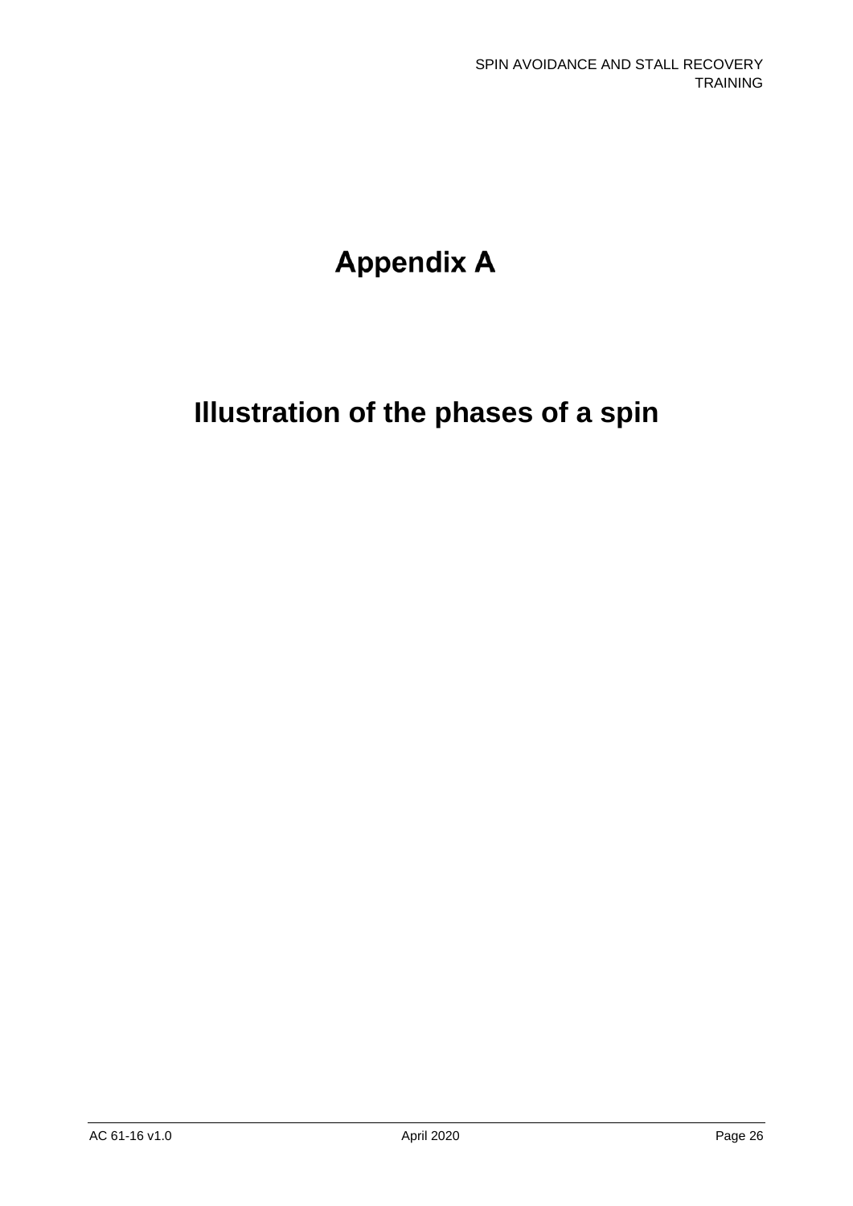# Appendix A

## Illustration of the phases of a spin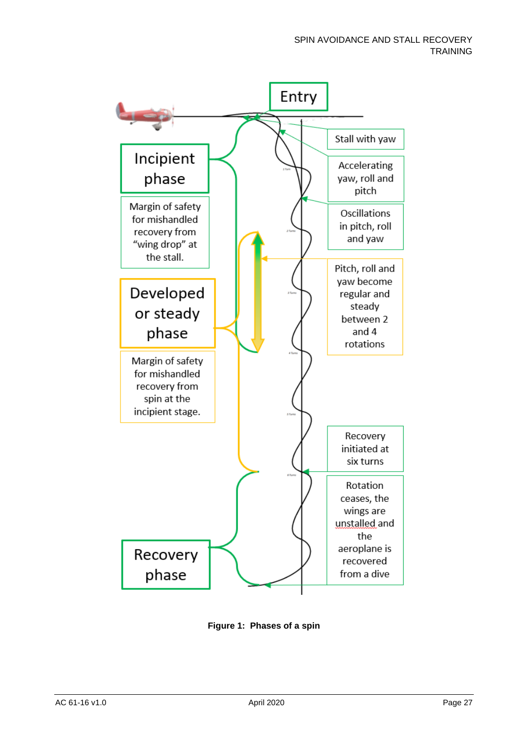Entry

Incipient phase

Margin of safety for mishandled recovery from "wing drop" at the stall.

Developed or steady phase

Margin of safety for mishandled recovery from spin at the incipient stage.

Recovery phase

Stall with yaw

Accelerating yaw, roll and pitch

Oscillations in pitch, roll and yaw

Pitch, roll and yaw become regular and steady between 2 and 4 rotations

Recovery initiated at six turns

Rotation ceases, the wings are unstalled and the aeroplane is recovered from a dive

**Figure 1: Phases of a spin**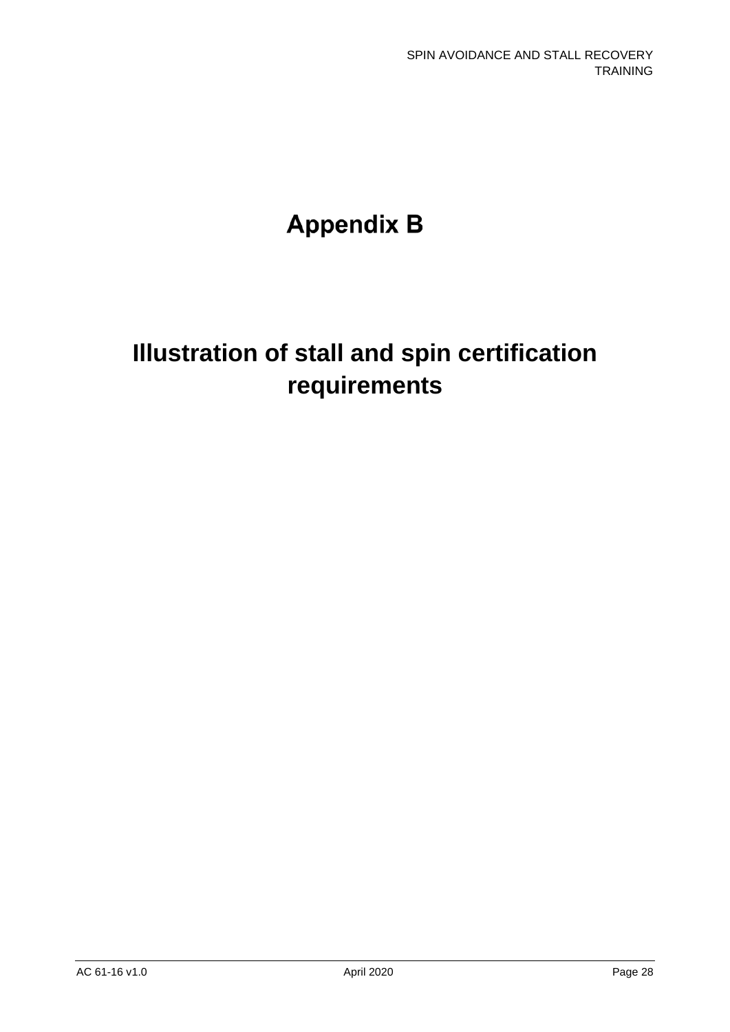# Appendix B

# Illustration of stall and spin certification requirements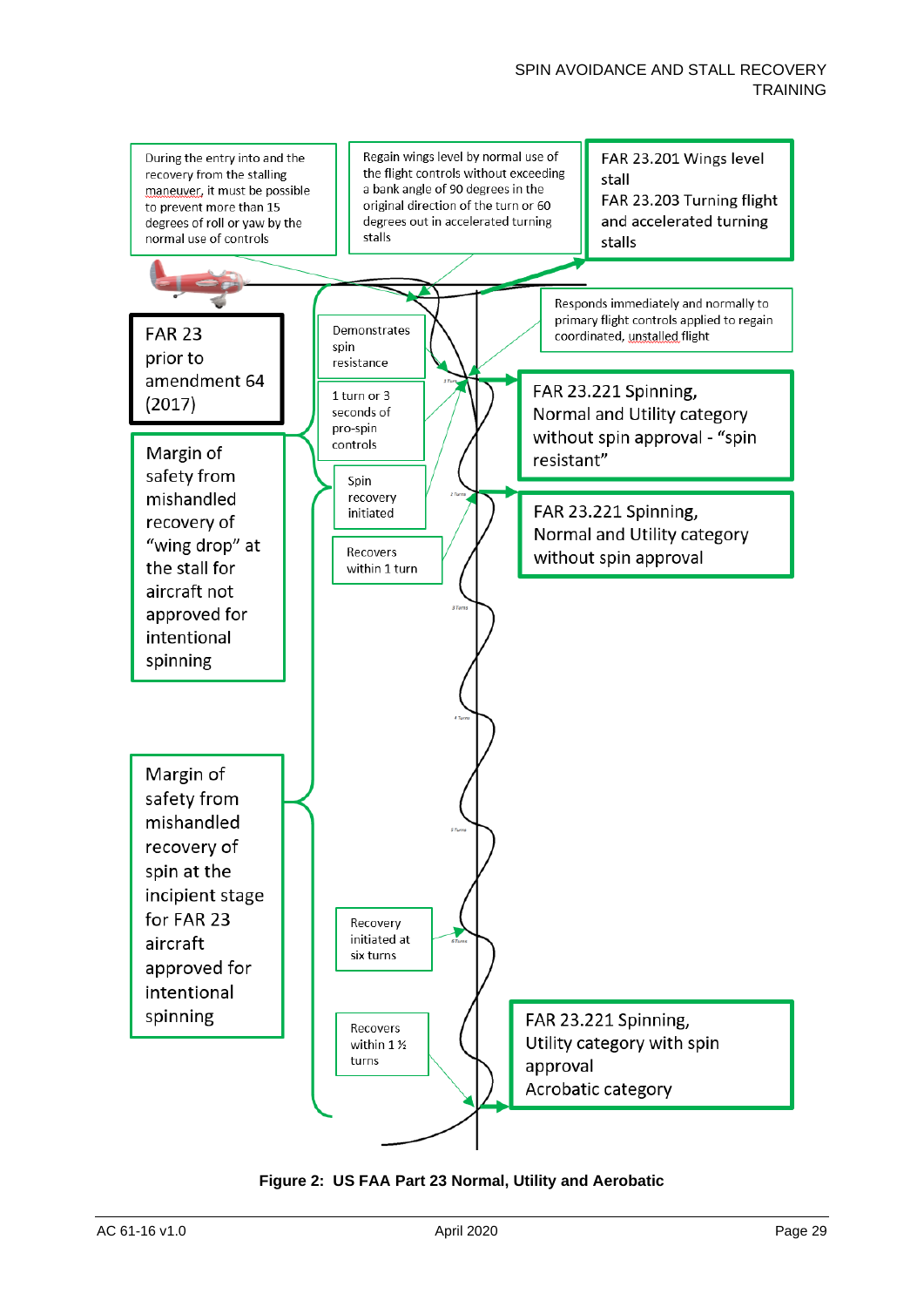During the entry into and the recovery from the stalling maneuver, it must be possible to prevent more than 15 degrees of roll or yaw by the normal use of controls

Regain wings level by normal use of the flight controls without exceeding a bank angle of 90 degrees in the original direction of the turn or 60 degrees out in accelerated turning stalls

FAR 23.201 Wings level stall
FAR 23.203 Turning flight and accelerated turning stalls

Responds immediately and normally to primary flight controls applied to regain coordinated, unstalled flight

FAR 23 prior to amendment 64 (2017)

Demonstrates spin resistance

1 turn or 3 seconds of pro-spin controls

FAR 23.221 Spinning, Normal and Utility category without spin approval - "spin resistant"

Margin of safety from mishandled recovery of "wing drop" at the stall for aircraft not approved for intentional spinning

Spin recovery initiated

Recovers within 1 turn

FAR 23.221 Spinning, Normal and Utility category without spin approval

Margin of safety from mishandled recovery of spin at the incipient stage for FAR 23 aircraft approved for intentional spinning

Recovery initiated at six turns

Recovers within 1 ½ turns

FAR 23.221 Spinning, Utility category with spin approval
Acrobatic category

**Figure 2: US FAA Part 23 Normal, Utility and Aerobatic**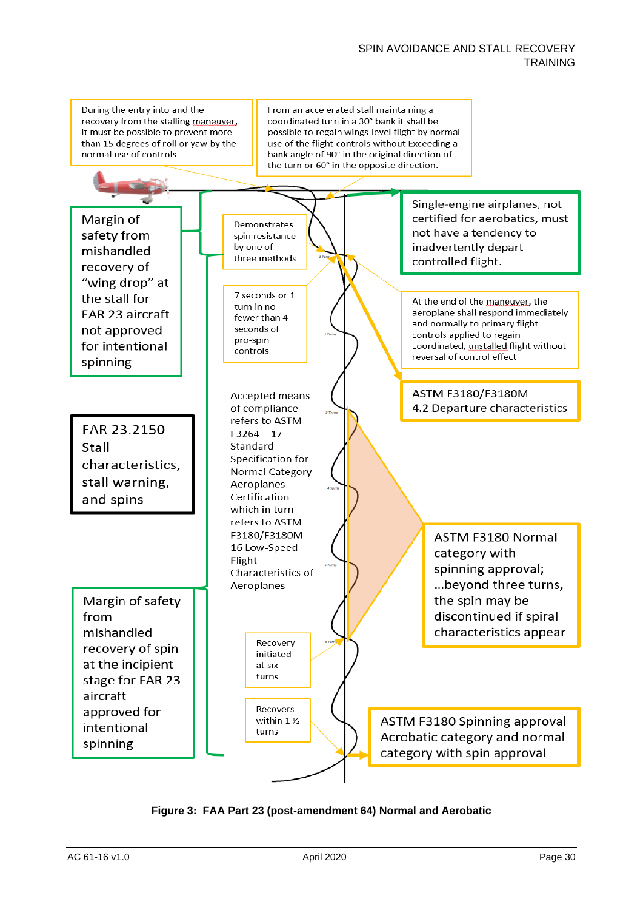During the entry into and the recovery from the stalling maneuver, it must be possible to prevent more than 15 degrees of roll or yaw by the normal use of controls

From an accelerated stall maintaining a coordinated turn in a 30° bank it shall be possible to regain wings-level flight by normal use of the flight controls without Exceeding a bank angle of 90° in the original direction of the turn or 60° in the opposite direction.

Margin of safety from mishandled recovery of “wing drop” at the stall for FAR 23 aircraft not approved for intentional spinning

Demonstrates spin resistance by one of three methods

Single-engine airplanes, not certified for aerobatics, must not have a tendency to inadvertently depart controlled flight.

7 seconds or 1 turn in no fewer than 4 seconds of pro-spin controls

At the end of the maneuver, the aeroplane shall respond immediately and normally to primary flight controls applied to regain coordinated, unstalled flight without reversal of control effect

ASTM F3180/F3180M 4.2 Departure characteristics

FAR 23.2150 Stall characteristics, stall warning, and spins

Accepted means of compliance refers to ASTM F3264 – 17 Standard Specification for Normal Category Aeroplanes Certification which in turn refers to ASTM F3180/F3180M – 16 Low-Speed Flight Characteristics of Aeroplanes

1 Turn

2 Turns

3 Turns

4 Turns

5 Turns

6 Turns

ASTM F3180 Normal category with spinning approval; ...beyond three turns, the spin may be discontinued if spiral characteristics appear

Margin of safety from mishandled recovery of spin at the incipient stage for FAR 23 aircraft approved for intentional spinning

Recovery initiated at six turns

Recovers within 1 ½ turns

ASTM F3180 Spinning approval Acrobatic category and normal category with spin approval

**Figure 3: FAA Part 23 (post-amendment 64) Normal and Aerobatic**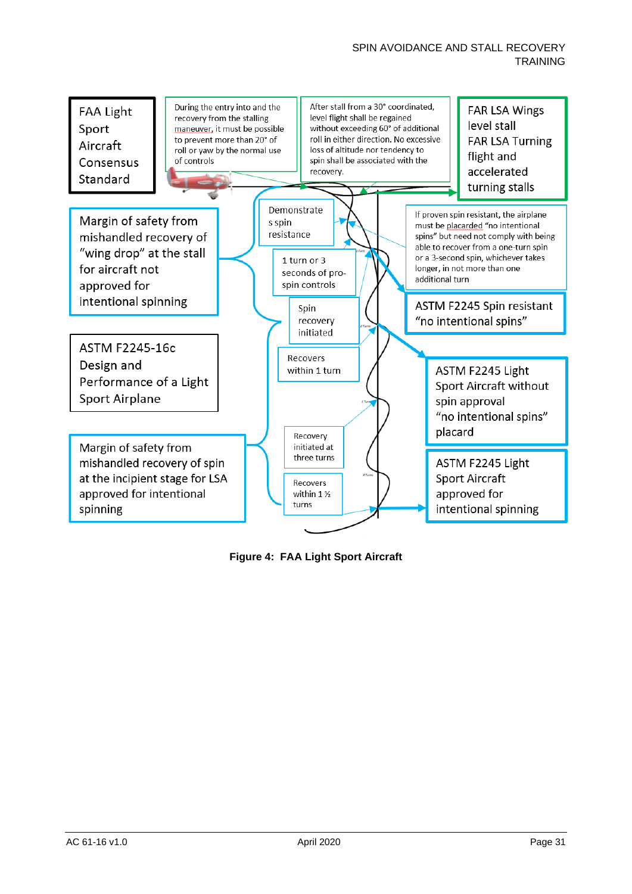FAA Light Sport Aircraft Consensus Standard

During the entry into and the recovery from the stalling maneuver, it must be possible to prevent more than 20° of roll or yaw by the normal use of controls

After stall from a 30° coordinated, level flight shall be regained without exceeding 60° of additional roll in either direction. No excessive loss of altitude nor tendency to spin shall be associated with the recovery.

FAR LSA Wings level stall
FAR LSA Turning flight and accelerated turning stalls

Margin of safety from mishandled recovery of "wing drop" at the stall for aircraft not approved for intentional spinning

Demonstrates spin resistance

1 turn or 3 seconds of pro-spin controls

Spin recovery initiated

Recovers within 1 turn

If proven spin resistant, the airplane must be placarded "no intentional spins" but need not comply with being able to recover from a one-turn spin or a 3-second spin, whichever takes longer, in not more than one additional turn

ASTM F2245 Spin resistant "no intentional spins"

ASTM F2245-16c Design and Performance of a Light Sport Airplane

ASTM F2245 Light Sport Aircraft without spin approval "no intentional spins" placard

Margin of safety from mishandled recovery of spin at the incipient stage for LSA approved for intentional spinning

Recovery initiated at three turns

Recovers within 1 ½ turns

ASTM F2245 Light Sport Aircraft approved for intentional spinning

1 Turn

2 Turns

3 Turns

4 Turns

**Figure 4: FAA Light Sport Aircraft**